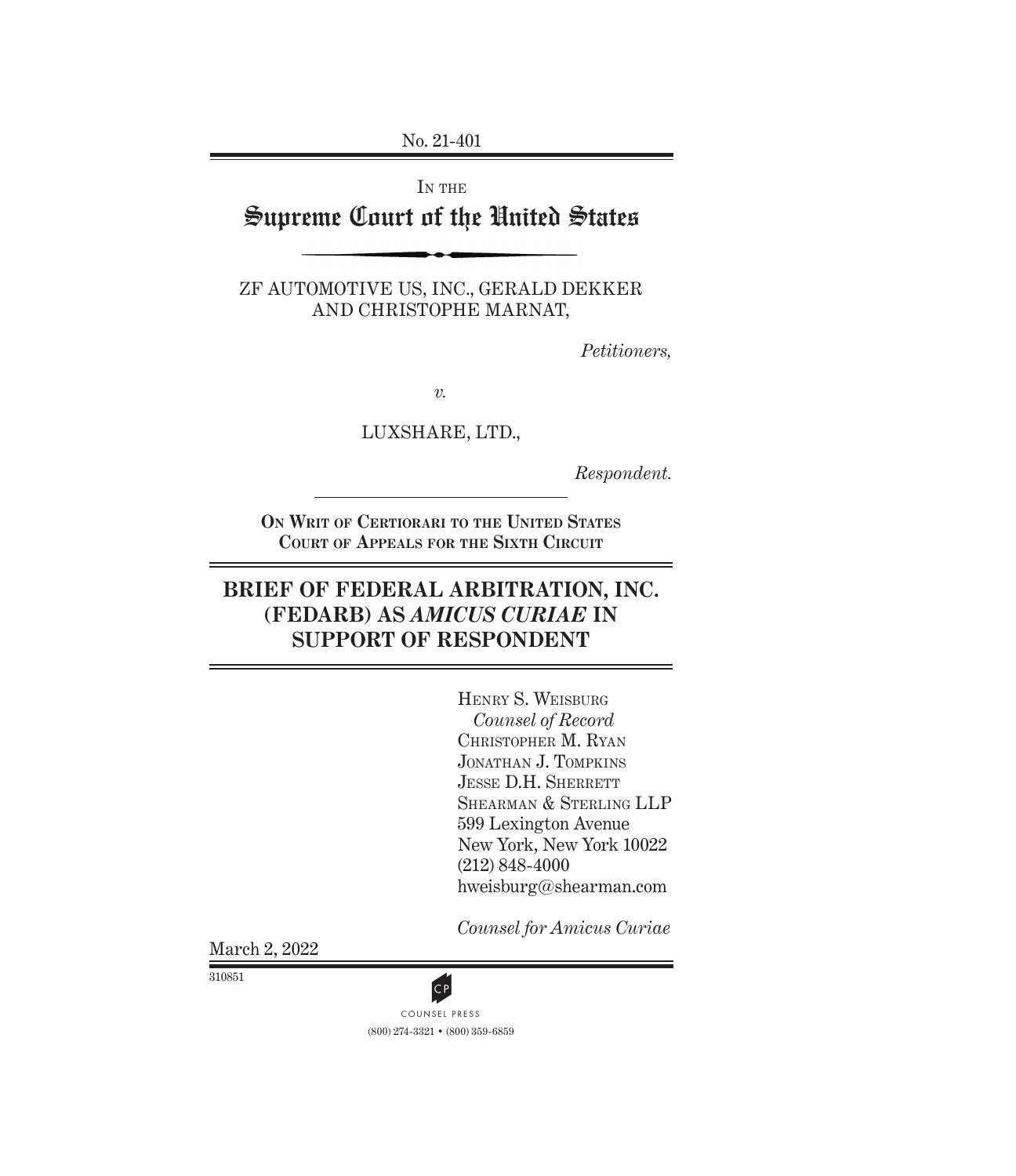No. 21-401

IN THE

# Supreme Court of the United States

ZF AUTOMOTIVE US, INC., GERALD DEKKER AND CHRISTOPHE MARNAT,

*Petitioners,*

*v.*

LUXSHARE, LTD.,

*Respondent.*

**ON WRIT OF CERTIORARI TO THE UNITED STATES COURT OF APPEALS FOR THE SIXTH CIRCUIT**

## BRIEF OF FEDERAL ARBITRATION, INC. (FEDARB) AS *AMICUS CURIAE* IN SUPPORT OF RESPONDENT

HENRY S. WEISBURG
*Counsel of Record*
CHRISTOPHER M. RYAN
JONATHAN J. TOMPKINS
JESSE D.H. SHERRETT
SHEARMAN & STERLING LLP
599 Lexington Avenue
New York, New York 10022
(212) 848-4000
hweisburg@shearman.com

*Counsel for Amicus Curiae*

March 2, 2022

310851

COUNSEL PRESS
(800) 274-3321 • (800) 359-6859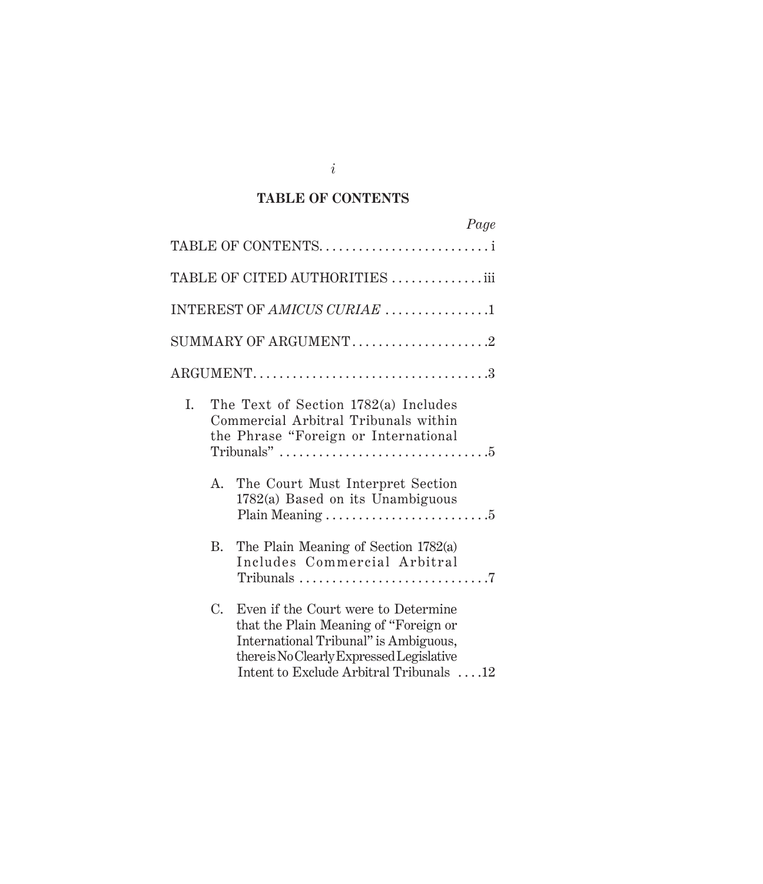## TABLE OF CONTENTS

| | Page |
|---|---|
| TABLE OF CONTENTS | i |
| TABLE OF CITED AUTHORITIES | iii |
| INTEREST OF *AMICUS CURIAE* | 1 |
| SUMMARY OF ARGUMENT | 2 |
| ARGUMENT | 3 |
| I. The Text of Section 1782(a) Includes Commercial Arbitral Tribunals within the Phrase "Foreign or International Tribunals" | 5 |
| A. The Court Must Interpret Section 1782(a) Based on its Unambiguous Plain Meaning | 5 |
| B. The Plain Meaning of Section 1782(a) Includes Commercial Arbitral Tribunals | 7 |
| C. Even if the Court were to Determine that the Plain Meaning of "Foreign or International Tribunal" is Ambiguous, there is No Clearly Expressed Legislative Intent to Exclude Arbitral Tribunals | 12 |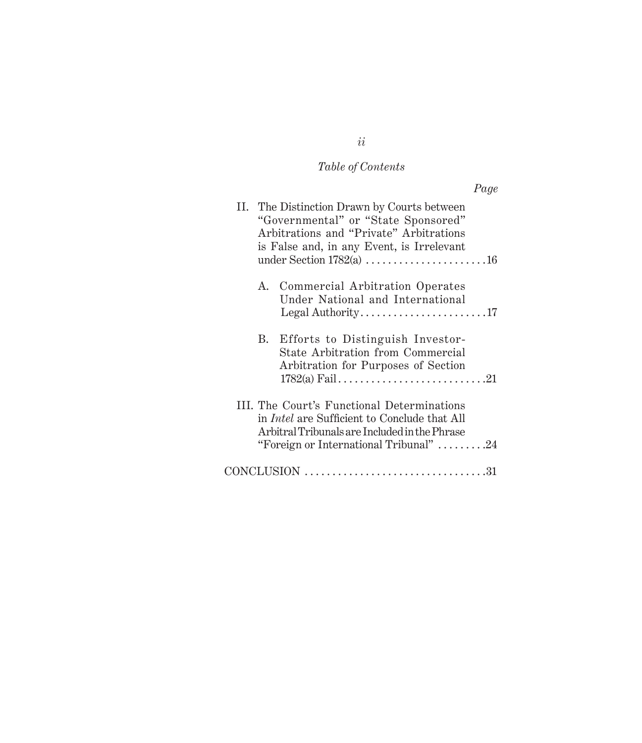*Table of Contents*

*Page*

II. The Distinction Drawn by Courts between "Governmental" or "State Sponsored" Arbitrations and "Private" Arbitrations is False and, in any Event, is Irrelevant under Section 1782(a) . . . . . . . . . . . . . . . . . . . . . .16

  A. Commercial Arbitration Operates Under National and International Legal Authority . . . . . . . . . . . . . . . . . . . . . . .17

  B. Efforts to Distinguish Investor-State Arbitration from Commercial Arbitration for Purposes of Section 1782(a) Fail . . . . . . . . . . . . . . . . . . . . . . . . . . .21

III. The Court's Functional Determinations in *Intel* are Sufficient to Conclude that All Arbitral Tribunals are Included in the Phrase "Foreign or International Tribunal" . . . . . . . . .24

CONCLUSION . . . . . . . . . . . . . . . . . . . . . . . . . . . . . . . . .31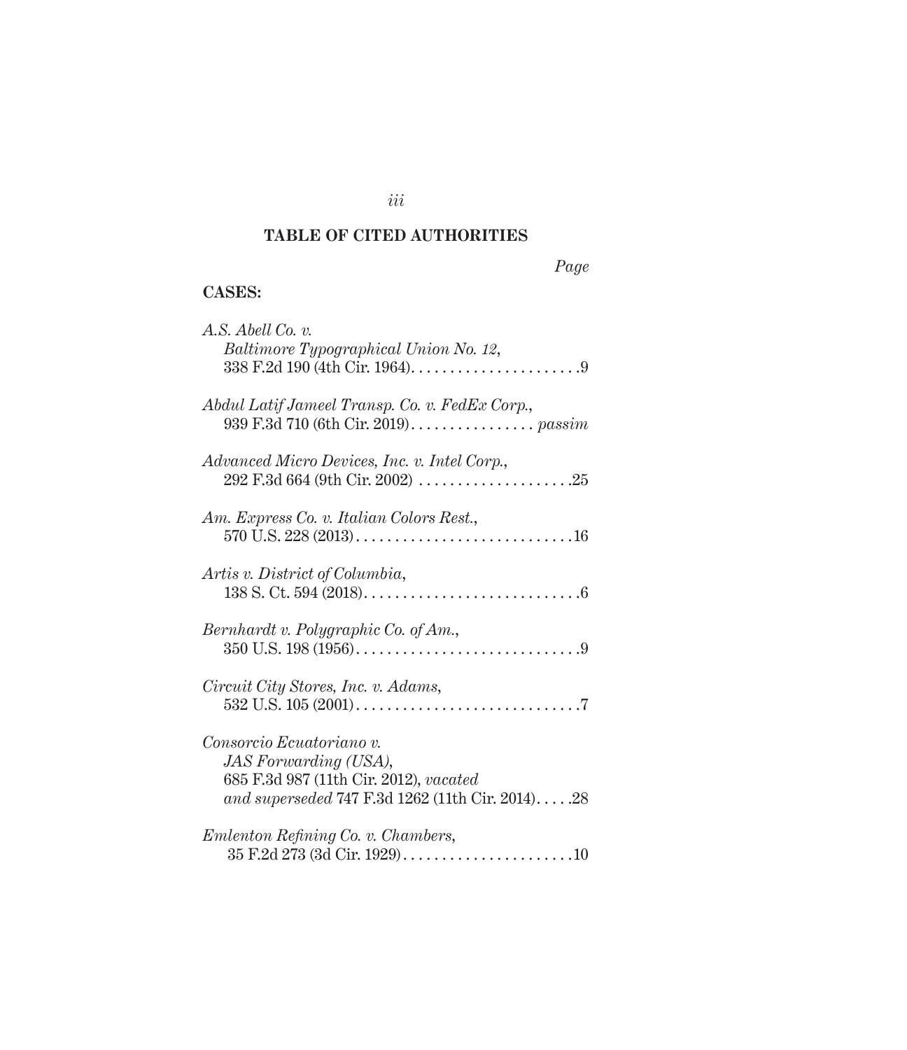## TABLE OF CITED AUTHORITIES

*Page*

**CASES:**

*A.S. Abell Co. v. Baltimore Typographical Union No. 12*, 338 F.2d 190 (4th Cir. 1964) . . . . . . . . . . . . . . . . . . . . . . 9

*Abdul Latif Jameel Transp. Co. v. FedEx Corp.*, 939 F.3d 710 (6th Cir. 2019) . . . . . . . . . . . . . . . . *passim*

*Advanced Micro Devices, Inc. v. Intel Corp.*, 292 F.3d 664 (9th Cir. 2002) . . . . . . . . . . . . . . . . . . . . 25

*Am. Express Co. v. Italian Colors Rest.*, 570 U.S. 228 (2013) . . . . . . . . . . . . . . . . . . . . . . . . . . . . 16

*Artis v. District of Columbia*, 138 S. Ct. 594 (2018) . . . . . . . . . . . . . . . . . . . . . . . . . . . . 6

*Bernhardt v. Polygraphic Co. of Am.*, 350 U.S. 198 (1956) . . . . . . . . . . . . . . . . . . . . . . . . . . . . . 9

*Circuit City Stores, Inc. v. Adams*, 532 U.S. 105 (2001) . . . . . . . . . . . . . . . . . . . . . . . . . . . . . 7

*Consorcio Ecuatoriano v. JAS Forwarding (USA)*, 685 F.3d 987 (11th Cir. 2012), *vacated and superseded* 747 F.3d 1262 (11th Cir. 2014) . . . . . 28

*Emlenton Refining Co. v. Chambers*, 35 F.2d 273 (3d Cir. 1929) . . . . . . . . . . . . . . . . . . . . . . 10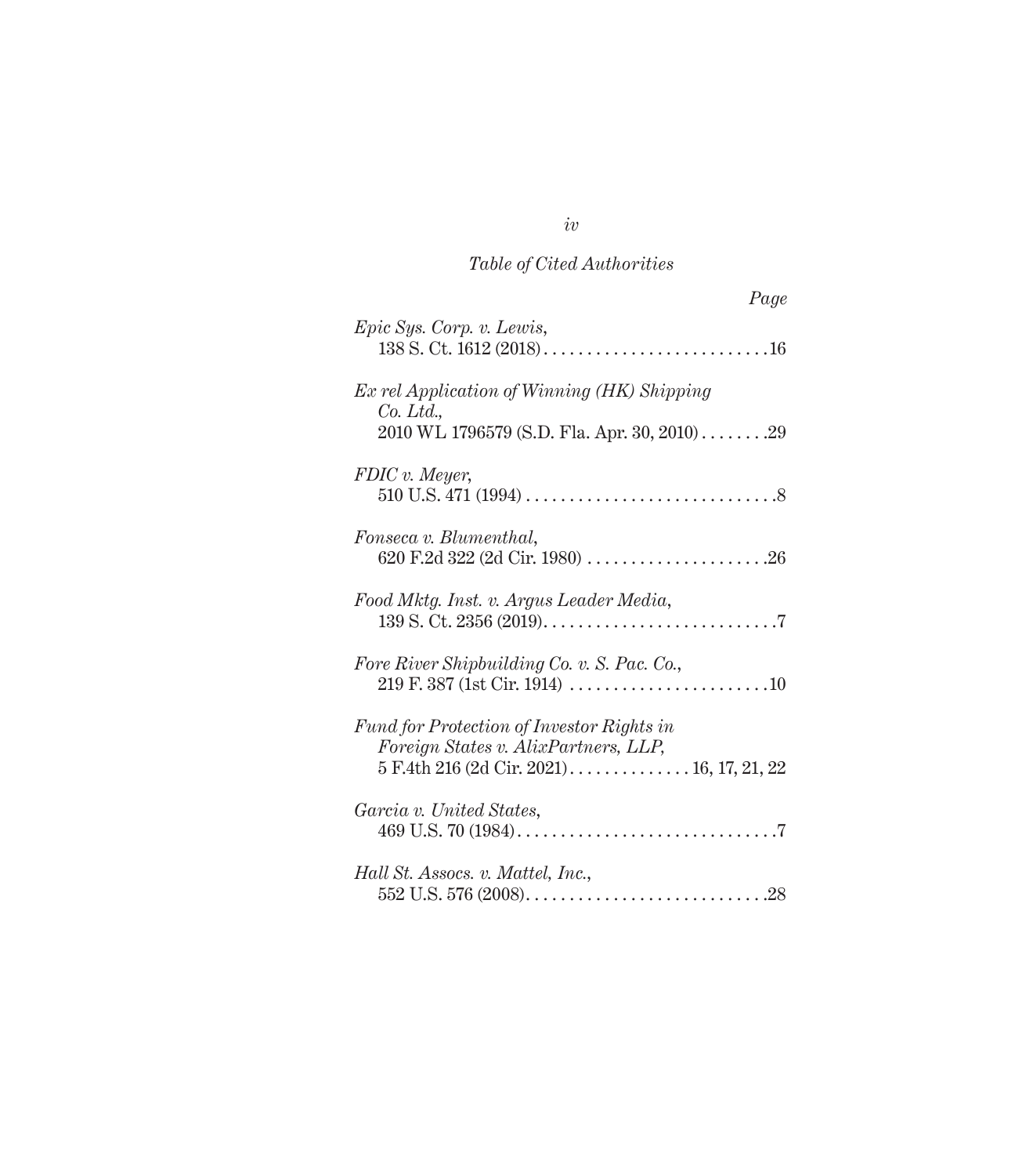*Table of Cited Authorities*

*Page*

*Epic Sys. Corp. v. Lewis*,
138 S. Ct. 1612 (2018) . . . . . . . . . . . . . . . . . . . . . . . . . .16

*Ex rel Application of Winning (HK) Shipping Co. Ltd.*,
2010 WL 1796579 (S.D. Fla. Apr. 30, 2010) . . . . . . . .29

*FDIC v. Meyer*,
510 U.S. 471 (1994) . . . . . . . . . . . . . . . . . . . . . . . . . . . . .8

*Fonseca v. Blumenthal*,
620 F.2d 322 (2d Cir. 1980) . . . . . . . . . . . . . . . . . . . . .26

*Food Mktg. Inst. v. Argus Leader Media*,
139 S. Ct. 2356 (2019). . . . . . . . . . . . . . . . . . . . . . . . . . .7

*Fore River Shipbuilding Co. v. S. Pac. Co.*,
219 F. 387 (1st Cir. 1914) . . . . . . . . . . . . . . . . . . . . . . .10

*Fund for Protection of Investor Rights in Foreign States v. AlixPartners, LLP*,
5 F.4th 216 (2d Cir. 2021) . . . . . . . . . . . . . . 16, 17, 21, 22

*Garcia v. United States*,
469 U.S. 70 (1984) . . . . . . . . . . . . . . . . . . . . . . . . . . . . . .7

*Hall St. Assocs. v. Mattel, Inc.*,
552 U.S. 576 (2008). . . . . . . . . . . . . . . . . . . . . . . . . . . .28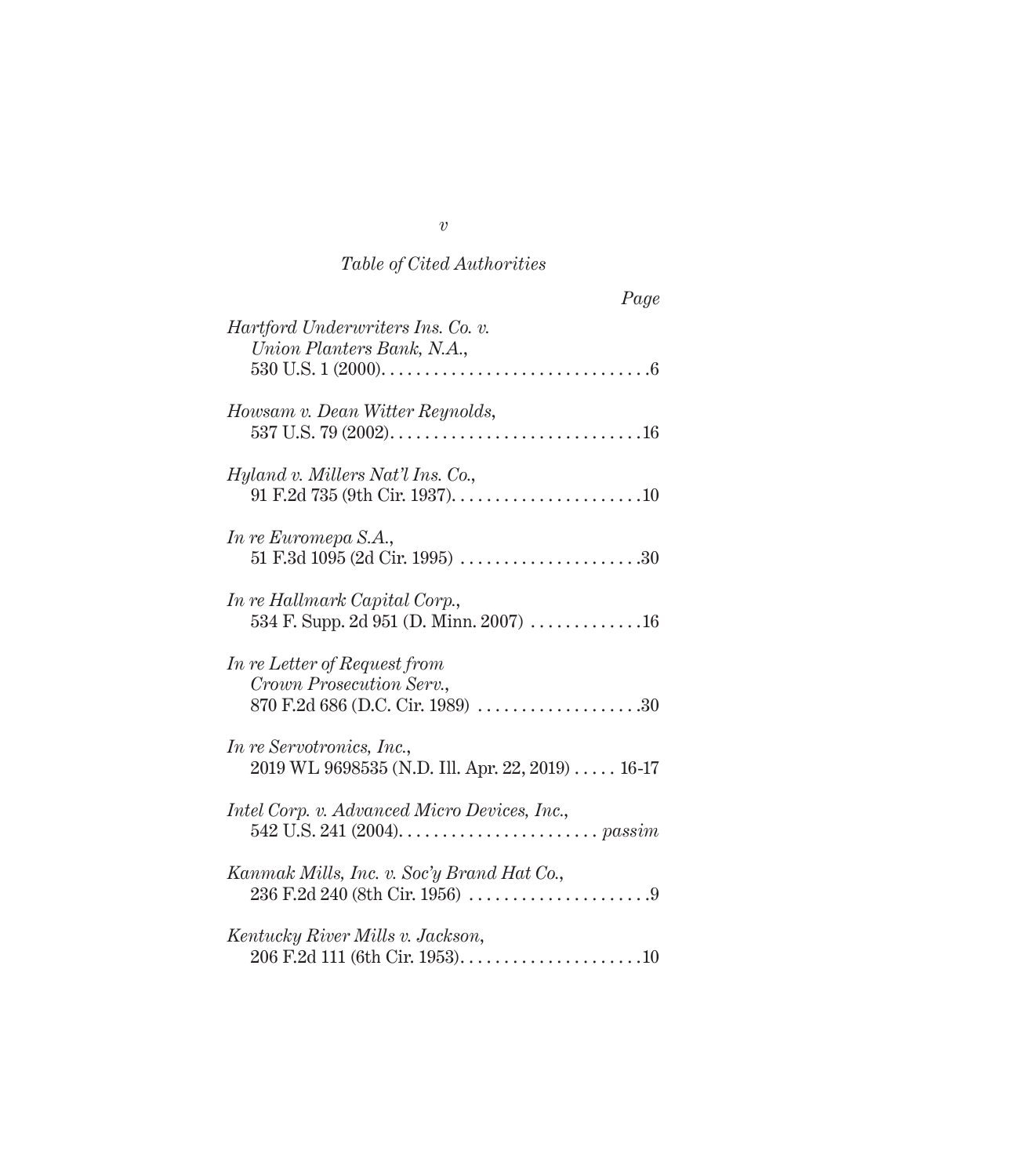*Table of Cited Authorities*

*Page*

*Hartford Underwriters Ins. Co. v. Union Planters Bank, N.A.*, 530 U.S. 1 (2000). . . . . . . . . . . . . . . . . . . . . . . . . . . . . . .6

*Howsam v. Dean Witter Reynolds*, 537 U.S. 79 (2002). . . . . . . . . . . . . . . . . . . . . . . . . . . . .16

*Hyland v. Millers Nat'l Ins. Co.*, 91 F.2d 735 (9th Cir. 1937). . . . . . . . . . . . . . . . . . . . . .10

*In re Euromepa S.A.*, 51 F.3d 1095 (2d Cir. 1995) . . . . . . . . . . . . . . . . . . . . .30

*In re Hallmark Capital Corp.*, 534 F. Supp. 2d 951 (D. Minn. 2007) . . . . . . . . . . . . .16

*In re Letter of Request from Crown Prosecution Serv.*, 870 F.2d 686 (D.C. Cir. 1989) . . . . . . . . . . . . . . . . . . .30

*In re Servotronics, Inc.*, 2019 WL 9698535 (N.D. Ill. Apr. 22, 2019) . . . . . 16-17

*Intel Corp. v. Advanced Micro Devices, Inc.*, 542 U.S. 241 (2004). . . . . . . . . . . . . . . . . . . . . . . *passim*

*Kanmak Mills, Inc. v. Soc'y Brand Hat Co.*, 236 F.2d 240 (8th Cir. 1956) . . . . . . . . . . . . . . . . . . . . .9

*Kentucky River Mills v. Jackson*, 206 F.2d 111 (6th Cir. 1953). . . . . . . . . . . . . . . . . . . . .10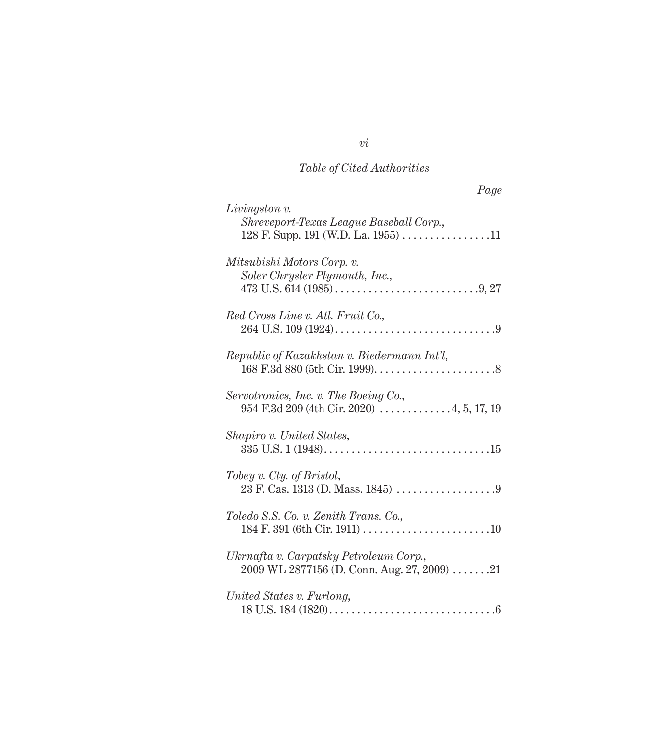*Table of Cited Authorities*

*Page*

*Livingston v. Shreveport-Texas League Baseball Corp.*, 128 F. Supp. 191 (W.D. La. 1955) . . . . . . . . . . . . . . . . 11

*Mitsubishi Motors Corp. v. Soler Chrysler Plymouth, Inc.*, 473 U.S. 614 (1985) . . . . . . . . . . . . . . . . . . . . . . . . . . 9, 27

*Red Cross Line v. Atl. Fruit Co.*, 264 U.S. 109 (1924) . . . . . . . . . . . . . . . . . . . . . . . . . . . . . 9

*Republic of Kazakhstan v. Biedermann Int'l*, 168 F.3d 880 (5th Cir. 1999) . . . . . . . . . . . . . . . . . . . . . . 8

*Servotronics, Inc. v. The Boeing Co.*, 954 F.3d 209 (4th Cir. 2020) . . . . . . . . . . . . . 4, 5, 17, 19

*Shapiro v. United States*, 335 U.S. 1 (1948) . . . . . . . . . . . . . . . . . . . . . . . . . . . . . . 15

*Tobey v. Cty. of Bristol*, 23 F. Cas. 1313 (D. Mass. 1845) . . . . . . . . . . . . . . . . . . 9

*Toledo S.S. Co. v. Zenith Trans. Co.*, 184 F. 391 (6th Cir. 1911) . . . . . . . . . . . . . . . . . . . . . . . 10

*Ukrnafta v. Carpatsky Petroleum Corp.*, 2009 WL 2877156 (D. Conn. Aug. 27, 2009) . . . . . . . 21

*United States v. Furlong*, 18 U.S. 184 (1820) . . . . . . . . . . . . . . . . . . . . . . . . . . . . . . 6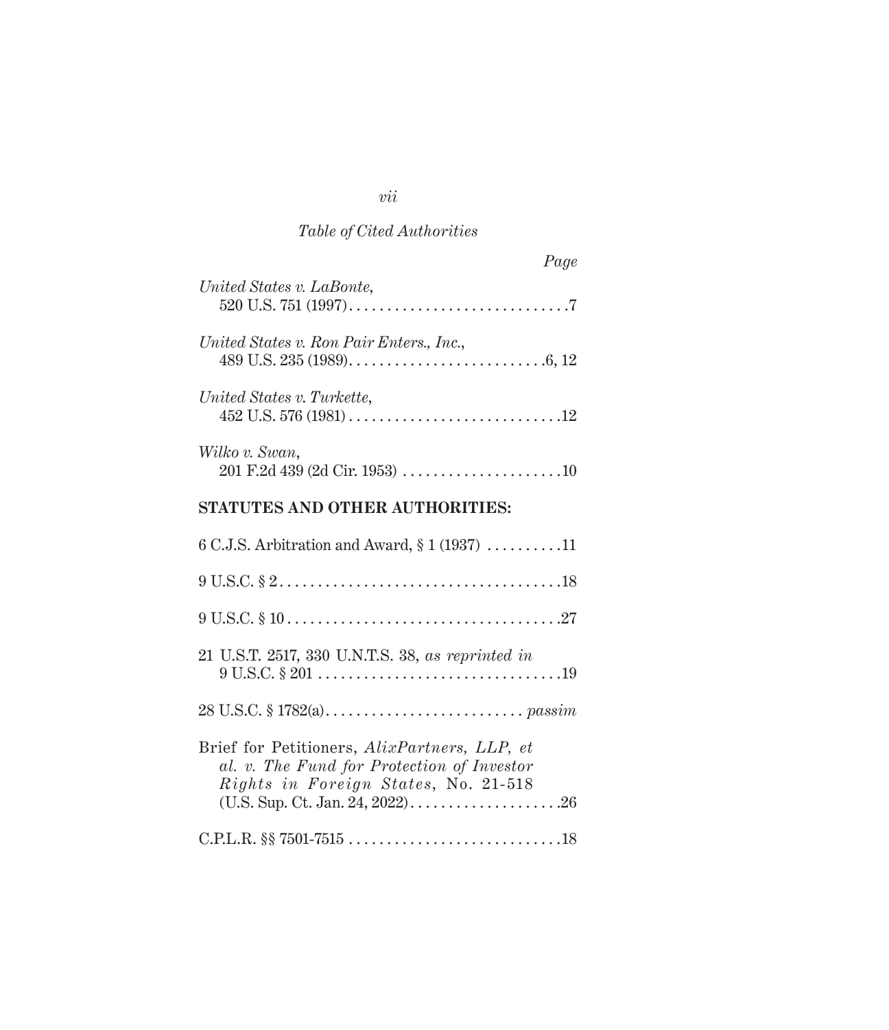*Table of Cited Authorities*

*Page*

*United States v. LaBonte*,
520 U.S. 751 (1997) . . . . . . . . . . . . . . . . . . . . . . . . . . . . . 7

*United States v. Ron Pair Enters., Inc.*,
489 U.S. 235 (1989) . . . . . . . . . . . . . . . . . . . . . . . . . . 6, 12

*United States v. Turkette*,
452 U.S. 576 (1981) . . . . . . . . . . . . . . . . . . . . . . . . . . . . 12

*Wilko v. Swan*,
201 F.2d 439 (2d Cir. 1953) . . . . . . . . . . . . . . . . . . . . . 10

**STATUTES AND OTHER AUTHORITIES:**

6 C.J.S. Arbitration and Award, § 1 (1937) . . . . . . . . . . 11

9 U.S.C. § 2 . . . . . . . . . . . . . . . . . . . . . . . . . . . . . . . . . . . . 18

9 U.S.C. § 10 . . . . . . . . . . . . . . . . . . . . . . . . . . . . . . . . . . . 27

21 U.S.T. 2517, 330 U.N.T.S. 38, *as reprinted in*
9 U.S.C. § 201 . . . . . . . . . . . . . . . . . . . . . . . . . . . . . . . . 19

28 U.S.C. § 1782(a) . . . . . . . . . . . . . . . . . . . . . . . . . . *passim*

Brief for Petitioners, *AlixPartners, LLP, et al. v. The Fund for Protection of Investor Rights in Foreign States*, No. 21-518
(U.S. Sup. Ct. Jan. 24, 2022) . . . . . . . . . . . . . . . . . . . . 26

C.P.L.R. §§ 7501-7515 . . . . . . . . . . . . . . . . . . . . . . . . . . . . 18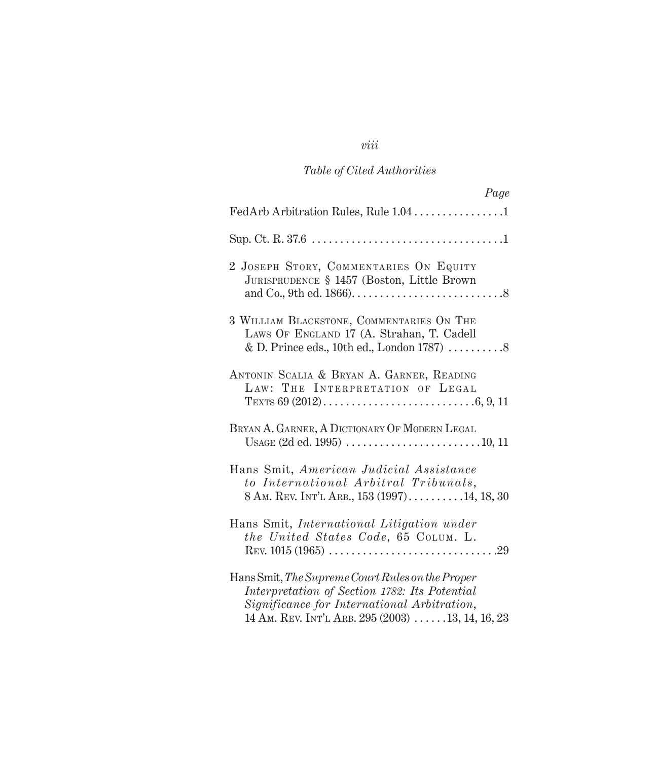*Table of Cited Authorities*

| | *Page* |
|---|---|
| FedArb Arbitration Rules, Rule 1.04 | 1 |
| Sup. Ct. R. 37.6 | 1 |
| 2 Joseph Story, Commentaries On Equity Jurisprudence § 1457 (Boston, Little Brown and Co., 9th ed. 1866) | 8 |
| 3 William Blackstone, Commentaries On The Laws Of England 17 (A. Strahan, T. Cadell & D. Prince eds., 10th ed., London 1787) | 8 |
| Antonin Scalia & Bryan A. Garner, Reading Law: The Interpretation of Legal Texts 69 (2012) | 6, 9, 11 |
| Bryan A. Garner, A Dictionary Of Modern Legal Usage (2d ed. 1995) | 10, 11 |
| Hans Smit, *American Judicial Assistance to International Arbitral Tribunals*, 8 Am. Rev. Int'l Arb., 153 (1997) | 14, 18, 30 |
| Hans Smit, *International Litigation under the United States Code*, 65 Colum. L. Rev. 1015 (1965) | 29 |
| Hans Smit, *The Supreme Court Rules on the Proper Interpretation of Section 1782: Its Potential Significance for International Arbitration*, 14 Am. Rev. Int'l Arb. 295 (2003) | 13, 14, 16, 23 |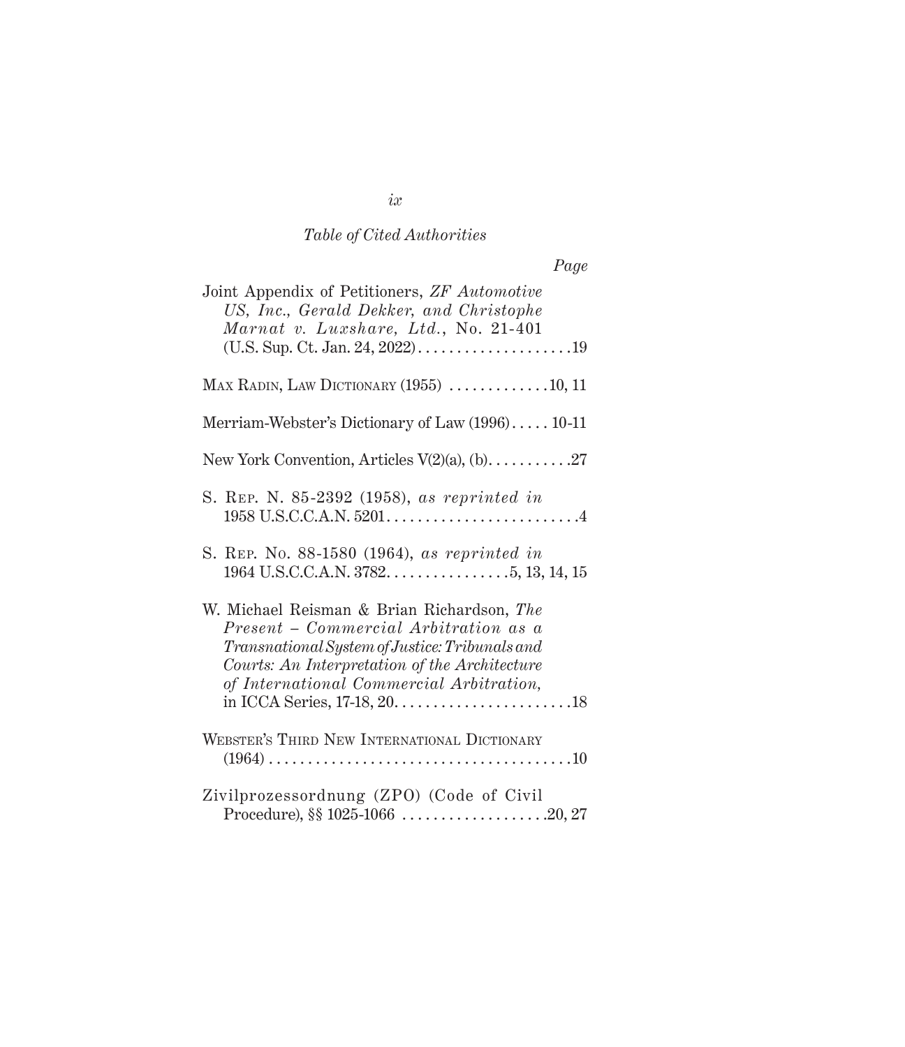*Table of Cited Authorities*

*Page*

Joint Appendix of Petitioners, *ZF Automotive US, Inc., Gerald Dekker, and Christophe Marnat v. Luxshare, Ltd.*, No. 21-401 (U.S. Sup. Ct. Jan. 24, 2022) . . . . . . . . . . . . . . . . . . . .19

MAX RADIN, LAW DICTIONARY (1955) . . . . . . . . . . . . .10, 11

Merriam-Webster's Dictionary of Law (1996) . . . . . 10-11

New York Convention, Articles V(2)(a), (b) . . . . . . . . . . .27

S. REP. N. 85-2392 (1958), *as reprinted in* 1958 U.S.C.C.A.N. 5201 . . . . . . . . . . . . . . . . . . . . . . . . .4

S. REP. NO. 88-1580 (1964), *as reprinted in* 1964 U.S.C.C.A.N. 3782 . . . . . . . . . . . . . . . . 5, 13, 14, 15

W. Michael Reisman & Brian Richardson, *The Present – Commercial Arbitration as a Transnational System of Justice: Tribunals and Courts: An Interpretation of the Architecture of International Commercial Arbitration*, in ICCA Series, 17-18, 20 . . . . . . . . . . . . . . . . . . . . . . .18

WEBSTER'S THIRD NEW INTERNATIONAL DICTIONARY (1964) . . . . . . . . . . . . . . . . . . . . . . . . . . . . . . . . . . . . . . .10

Zivilprozessordnung (ZPO) (Code of Civil Procedure), §§ 1025-1066 . . . . . . . . . . . . . . . . . . .20, 27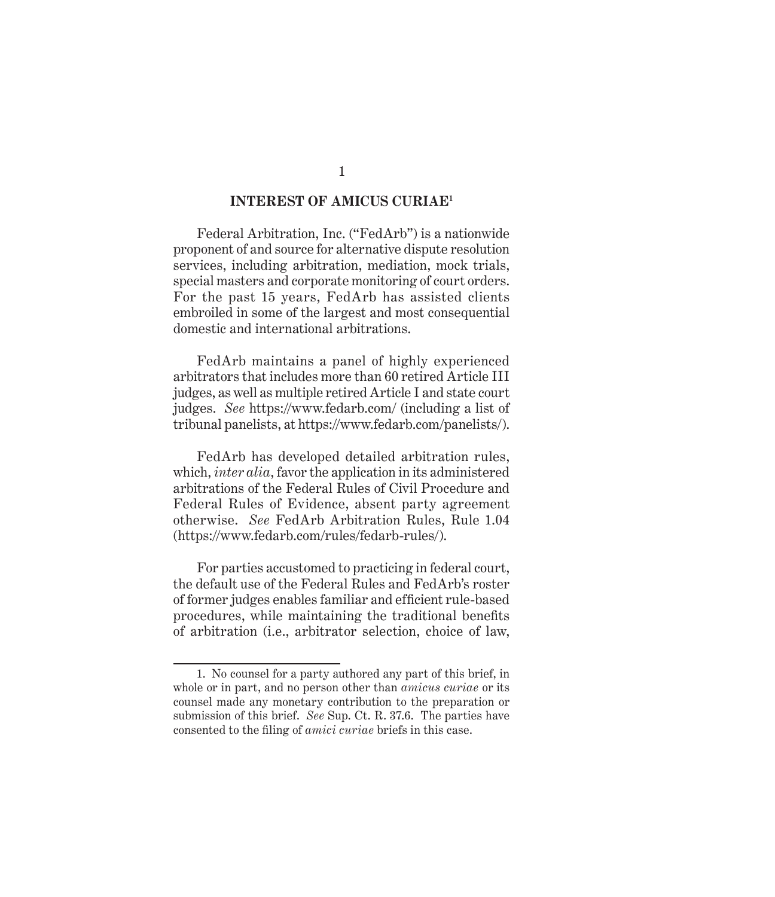## INTEREST OF AMICUS CURIAE[1]

Federal Arbitration, Inc. ("FedArb") is a nationwide proponent of and source for alternative dispute resolution services, including arbitration, mediation, mock trials, special masters and corporate monitoring of court orders. For the past 15 years, FedArb has assisted clients embroiled in some of the largest and most consequential domestic and international arbitrations.

FedArb maintains a panel of highly experienced arbitrators that includes more than 60 retired Article III judges, as well as multiple retired Article I and state court judges. *See* https://www.fedarb.com/ (including a list of tribunal panelists, at https://www.fedarb.com/panelists/).

FedArb has developed detailed arbitration rules, which, *inter alia*, favor the application in its administered arbitrations of the Federal Rules of Civil Procedure and Federal Rules of Evidence, absent party agreement otherwise. *See* FedArb Arbitration Rules, Rule 1.04 (https://www.fedarb.com/rules/fedarb-rules/).

For parties accustomed to practicing in federal court, the default use of the Federal Rules and FedArb's roster of former judges enables familiar and efficient rule-based procedures, while maintaining the traditional benefits of arbitration (i.e., arbitrator selection, choice of law,

---

1. No counsel for a party authored any part of this brief, in whole or in part, and no person other than *amicus curiae* or its counsel made any monetary contribution to the preparation or submission of this brief. *See* Sup. Ct. R. 37.6. The parties have consented to the filing of *amici curiae* briefs in this case.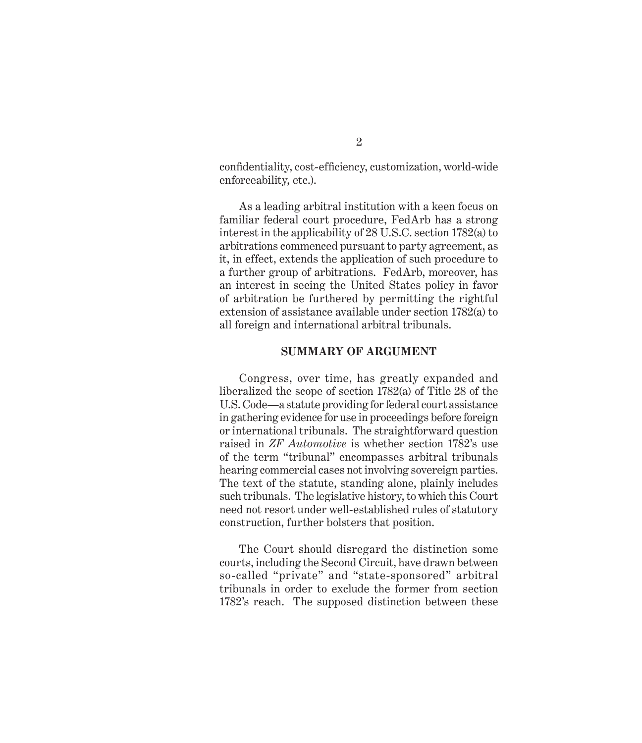confidentiality, cost-efficiency, customization, world-wide enforceability, etc.).

As a leading arbitral institution with a keen focus on familiar federal court procedure, FedArb has a strong interest in the applicability of 28 U.S.C. section 1782(a) to arbitrations commenced pursuant to party agreement, as it, in effect, extends the application of such procedure to a further group of arbitrations. FedArb, moreover, has an interest in seeing the United States policy in favor of arbitration be furthered by permitting the rightful extension of assistance available under section 1782(a) to all foreign and international arbitral tribunals.

## SUMMARY OF ARGUMENT

Congress, over time, has greatly expanded and liberalized the scope of section 1782(a) of Title 28 of the U.S. Code—a statute providing for federal court assistance in gathering evidence for use in proceedings before foreign or international tribunals. The straightforward question raised in *ZF Automotive* is whether section 1782's use of the term "tribunal" encompasses arbitral tribunals hearing commercial cases not involving sovereign parties. The text of the statute, standing alone, plainly includes such tribunals. The legislative history, to which this Court need not resort under well-established rules of statutory construction, further bolsters that position.

The Court should disregard the distinction some courts, including the Second Circuit, have drawn between so-called "private" and "state-sponsored" arbitral tribunals in order to exclude the former from section 1782's reach. The supposed distinction between these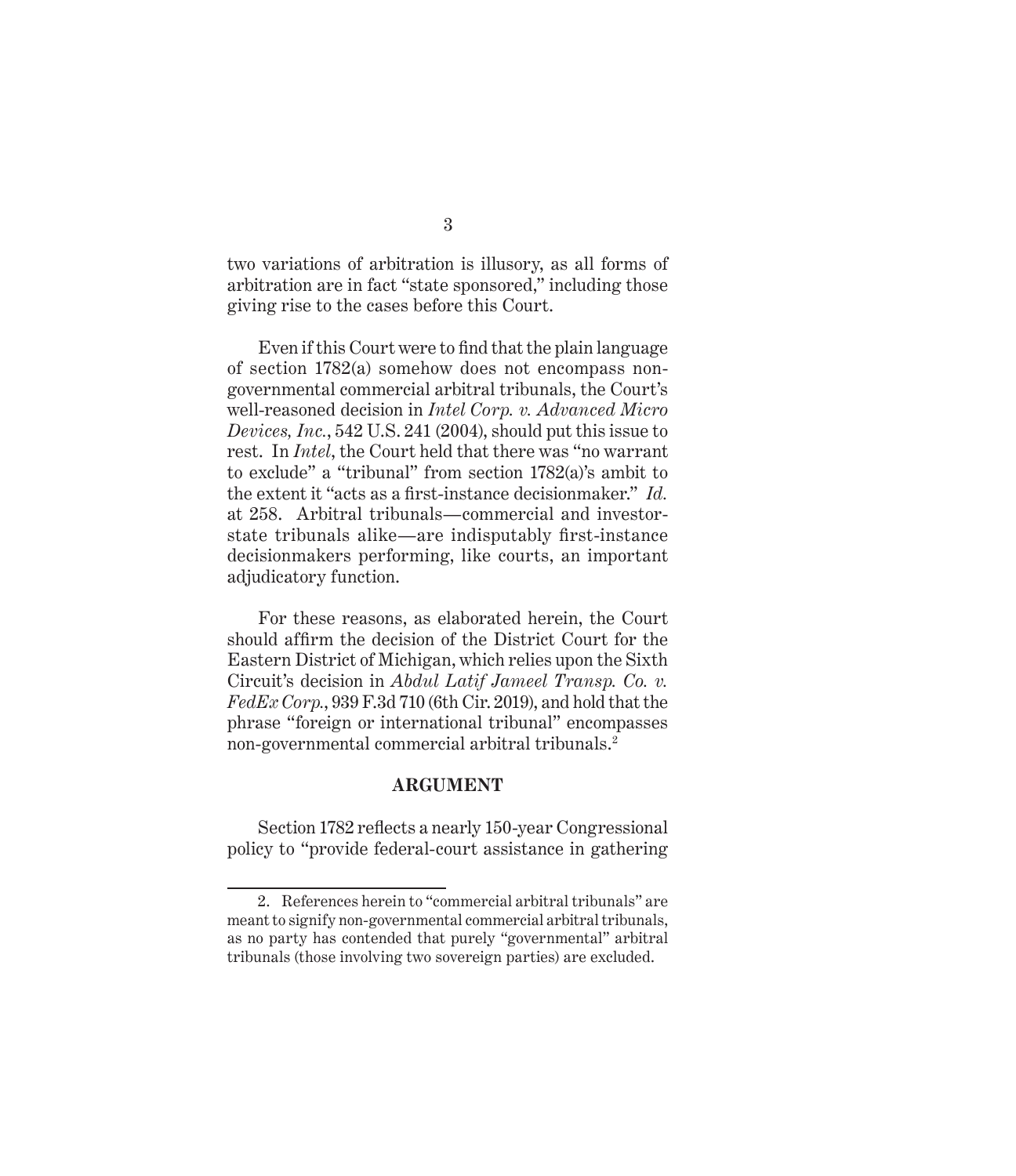two variations of arbitration is illusory, as all forms of arbitration are in fact "state sponsored," including those giving rise to the cases before this Court.

Even if this Court were to find that the plain language of section 1782(a) somehow does not encompass non-governmental commercial arbitral tribunals, the Court's well-reasoned decision in *Intel Corp. v. Advanced Micro Devices, Inc.*, 542 U.S. 241 (2004), should put this issue to rest. In *Intel*, the Court held that there was "no warrant to exclude" a "tribunal" from section 1782(a)'s ambit to the extent it "acts as a first-instance decisionmaker." *Id.* at 258. Arbitral tribunals—commercial and investor-state tribunals alike—are indisputably first-instance decisionmakers performing, like courts, an important adjudicatory function.

For these reasons, as elaborated herein, the Court should affirm the decision of the District Court for the Eastern District of Michigan, which relies upon the Sixth Circuit's decision in *Abdul Latif Jameel Transp. Co. v. FedEx Corp.*, 939 F.3d 710 (6th Cir. 2019), and hold that the phrase "foreign or international tribunal" encompasses non-governmental commercial arbitral tribunals.[2]

## ARGUMENT

Section 1782 reflects a nearly 150-year Congressional policy to "provide federal-court assistance in gathering

---

2. References herein to "commercial arbitral tribunals" are meant to signify non-governmental commercial arbitral tribunals, as no party has contended that purely "governmental" arbitral tribunals (those involving two sovereign parties) are excluded.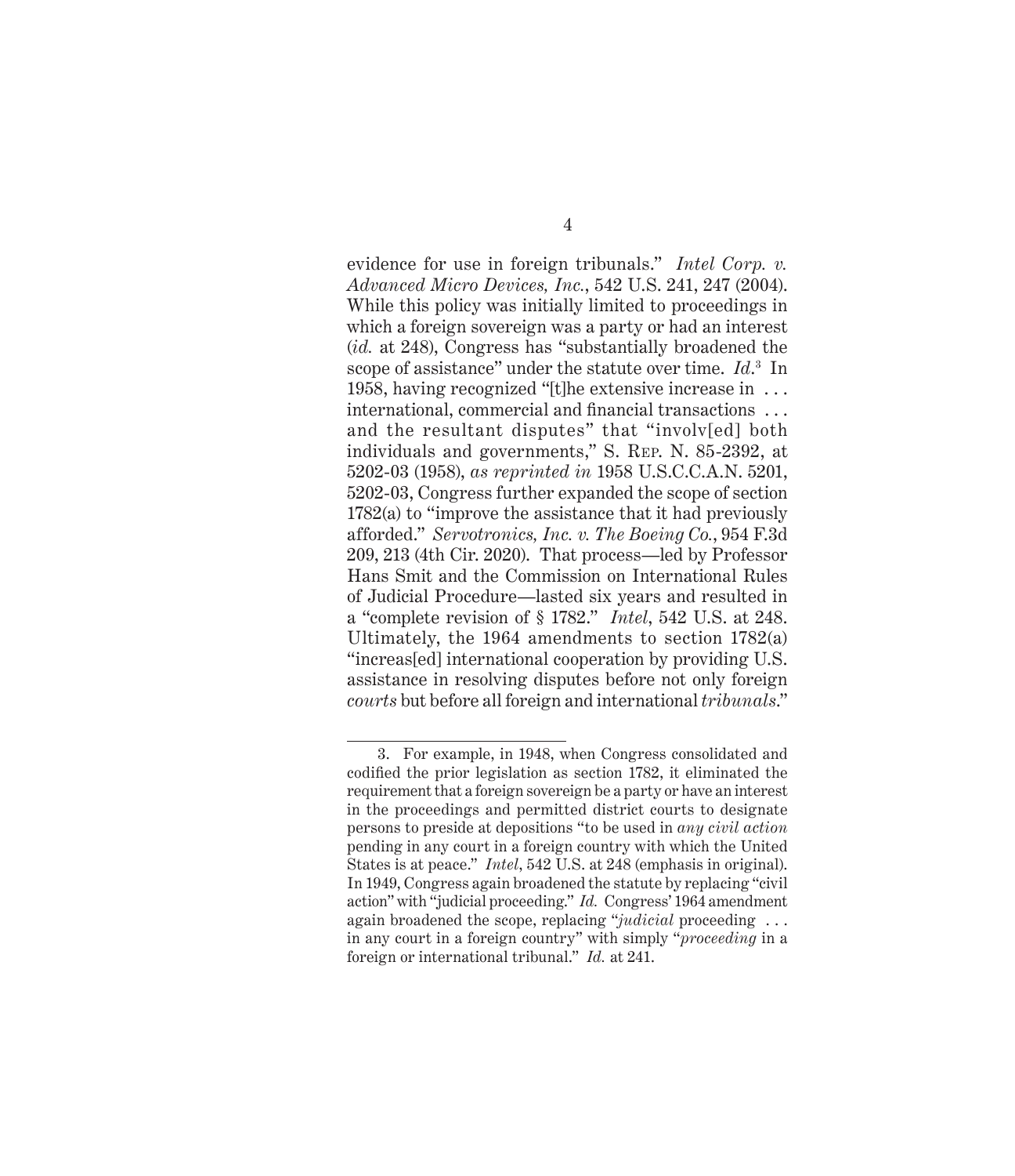evidence for use in foreign tribunals." *Intel Corp. v. Advanced Micro Devices, Inc.*, 542 U.S. 241, 247 (2004). While this policy was initially limited to proceedings in which a foreign sovereign was a party or had an interest (*id.* at 248), Congress has "substantially broadened the scope of assistance" under the statute over time. *Id.*[3] In 1958, having recognized "[t]he extensive increase in . . . international, commercial and financial transactions . . . and the resultant disputes" that "involv[ed] both individuals and governments," S. Rep. N. 85-2392, at 5202-03 (1958), *as reprinted in* 1958 U.S.C.C.A.N. 5201, 5202-03, Congress further expanded the scope of section 1782(a) to "improve the assistance that it had previously afforded." *Servotronics, Inc. v. The Boeing Co.*, 954 F.3d 209, 213 (4th Cir. 2020). That process—led by Professor Hans Smit and the Commission on International Rules of Judicial Procedure—lasted six years and resulted in a "complete revision of § 1782." *Intel*, 542 U.S. at 248. Ultimately, the 1964 amendments to section 1782(a) "increas[ed] international cooperation by providing U.S. assistance in resolving disputes before not only foreign *courts* but before all foreign and international *tribunals*."

---

3. For example, in 1948, when Congress consolidated and codified the prior legislation as section 1782, it eliminated the requirement that a foreign sovereign be a party or have an interest in the proceedings and permitted district courts to designate persons to preside at depositions "to be used in *any civil action* pending in any court in a foreign country with which the United States is at peace." *Intel*, 542 U.S. at 248 (emphasis in original). In 1949, Congress again broadened the statute by replacing "civil action" with "judicial proceeding." *Id.* Congress' 1964 amendment again broadened the scope, replacing "*judicial* proceeding . . . in any court in a foreign country" with simply "*proceeding* in a foreign or international tribunal." *Id.* at 241.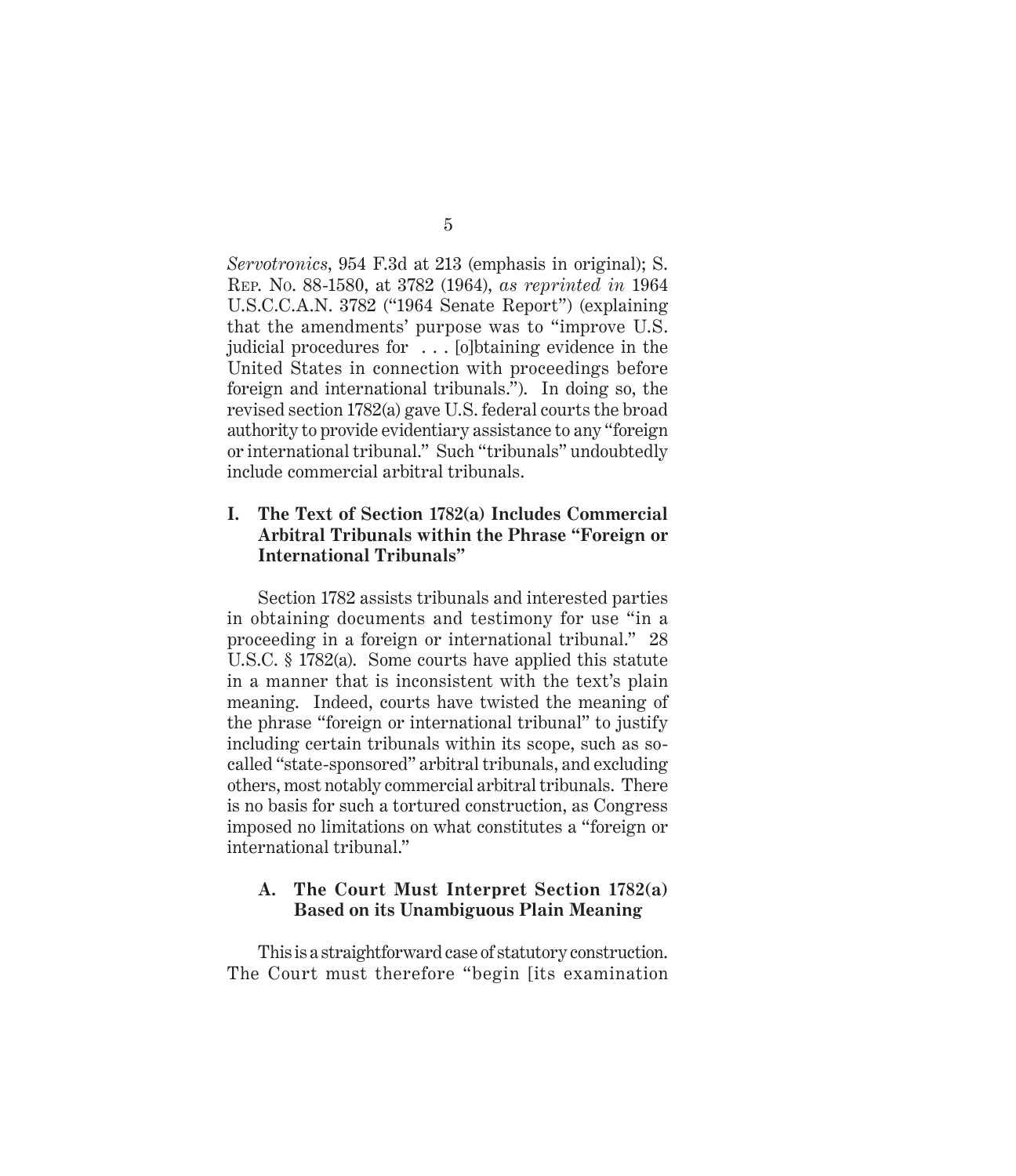*Servotronics*, 954 F.3d at 213 (emphasis in original); S. Rep. No. 88-1580, at 3782 (1964), *as reprinted in* 1964 U.S.C.C.A.N. 3782 ("1964 Senate Report") (explaining that the amendments' purpose was to "improve U.S. judicial procedures for . . . [o]btaining evidence in the United States in connection with proceedings before foreign and international tribunals."). In doing so, the revised section 1782(a) gave U.S. federal courts the broad authority to provide evidentiary assistance to any "foreign or international tribunal." Such "tribunals" undoubtedly include commercial arbitral tribunals.

## I. The Text of Section 1782(a) Includes Commercial Arbitral Tribunals within the Phrase "Foreign or International Tribunals"

Section 1782 assists tribunals and interested parties in obtaining documents and testimony for use "in a proceeding in a foreign or international tribunal." 28 U.S.C. § 1782(a). Some courts have applied this statute in a manner that is inconsistent with the text's plain meaning. Indeed, courts have twisted the meaning of the phrase "foreign or international tribunal" to justify including certain tribunals within its scope, such as so-called "state-sponsored" arbitral tribunals, and excluding others, most notably commercial arbitral tribunals. There is no basis for such a tortured construction, as Congress imposed no limitations on what constitutes a "foreign or international tribunal."

### A. The Court Must Interpret Section 1782(a) Based on its Unambiguous Plain Meaning

This is a straightforward case of statutory construction. The Court must therefore "begin [its examination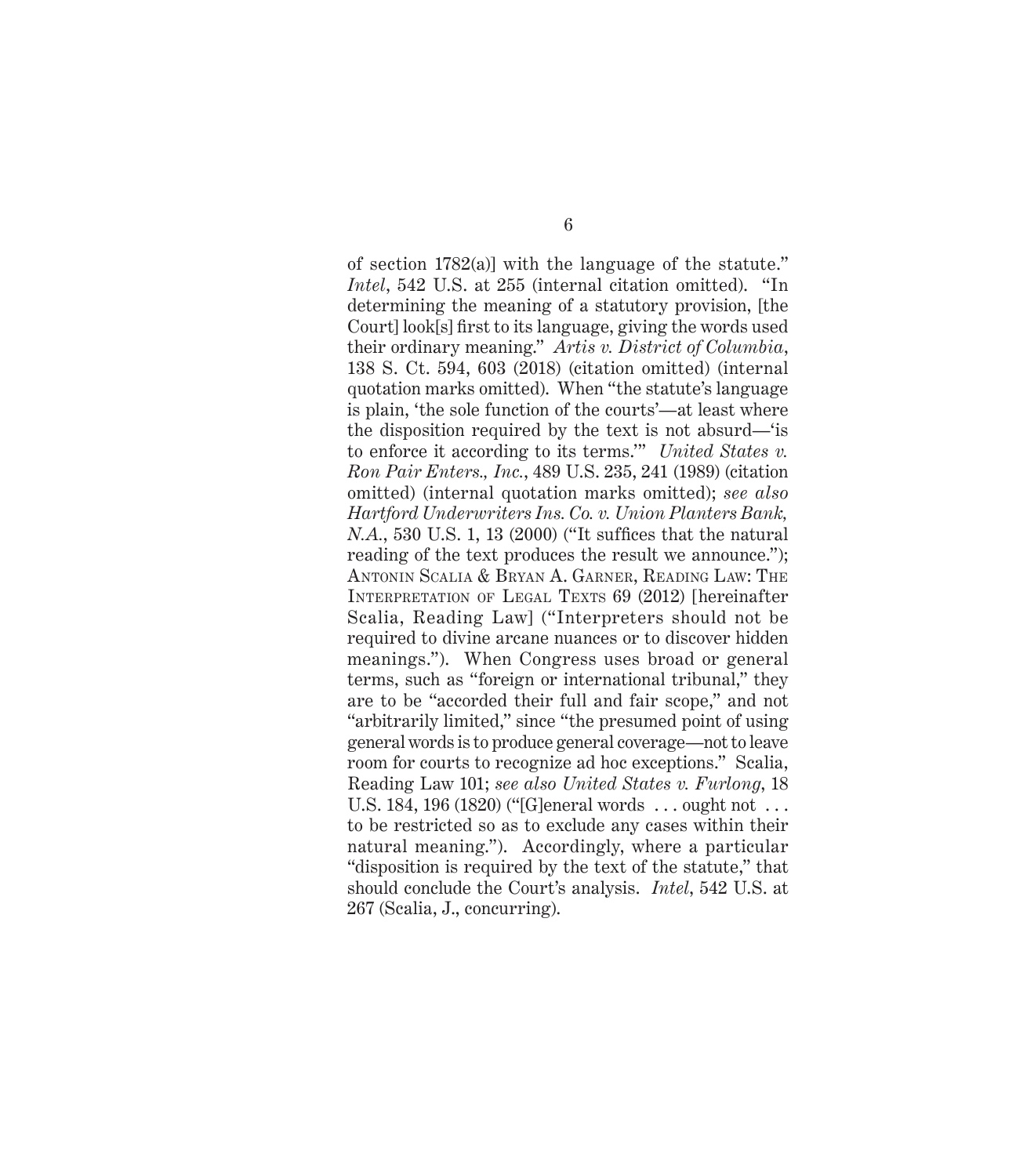of section 1782(a)] with the language of the statute." *Intel*, 542 U.S. at 255 (internal citation omitted). "In determining the meaning of a statutory provision, [the Court] look[s] first to its language, giving the words used their ordinary meaning." *Artis v. District of Columbia*, 138 S. Ct. 594, 603 (2018) (citation omitted) (internal quotation marks omitted). When "the statute's language is plain, 'the sole function of the courts'—at least where the disposition required by the text is not absurd—'is to enforce it according to its terms.'" *United States v. Ron Pair Enters., Inc.*, 489 U.S. 235, 241 (1989) (citation omitted) (internal quotation marks omitted); *see also Hartford Underwriters Ins. Co. v. Union Planters Bank, N.A.*, 530 U.S. 1, 13 (2000) ("It suffices that the natural reading of the text produces the result we announce."); Antonin Scalia & Bryan A. Garner, Reading Law: The Interpretation of Legal Texts 69 (2012) [hereinafter Scalia, Reading Law] ("Interpreters should not be required to divine arcane nuances or to discover hidden meanings."). When Congress uses broad or general terms, such as "foreign or international tribunal," they are to be "accorded their full and fair scope," and not "arbitrarily limited," since "the presumed point of using general words is to produce general coverage—not to leave room for courts to recognize ad hoc exceptions." Scalia, Reading Law 101; *see also United States v. Furlong*, 18 U.S. 184, 196 (1820) ("[G]eneral words . . . ought not . . . to be restricted so as to exclude any cases within their natural meaning."). Accordingly, where a particular "disposition is required by the text of the statute," that should conclude the Court's analysis. *Intel*, 542 U.S. at 267 (Scalia, J., concurring).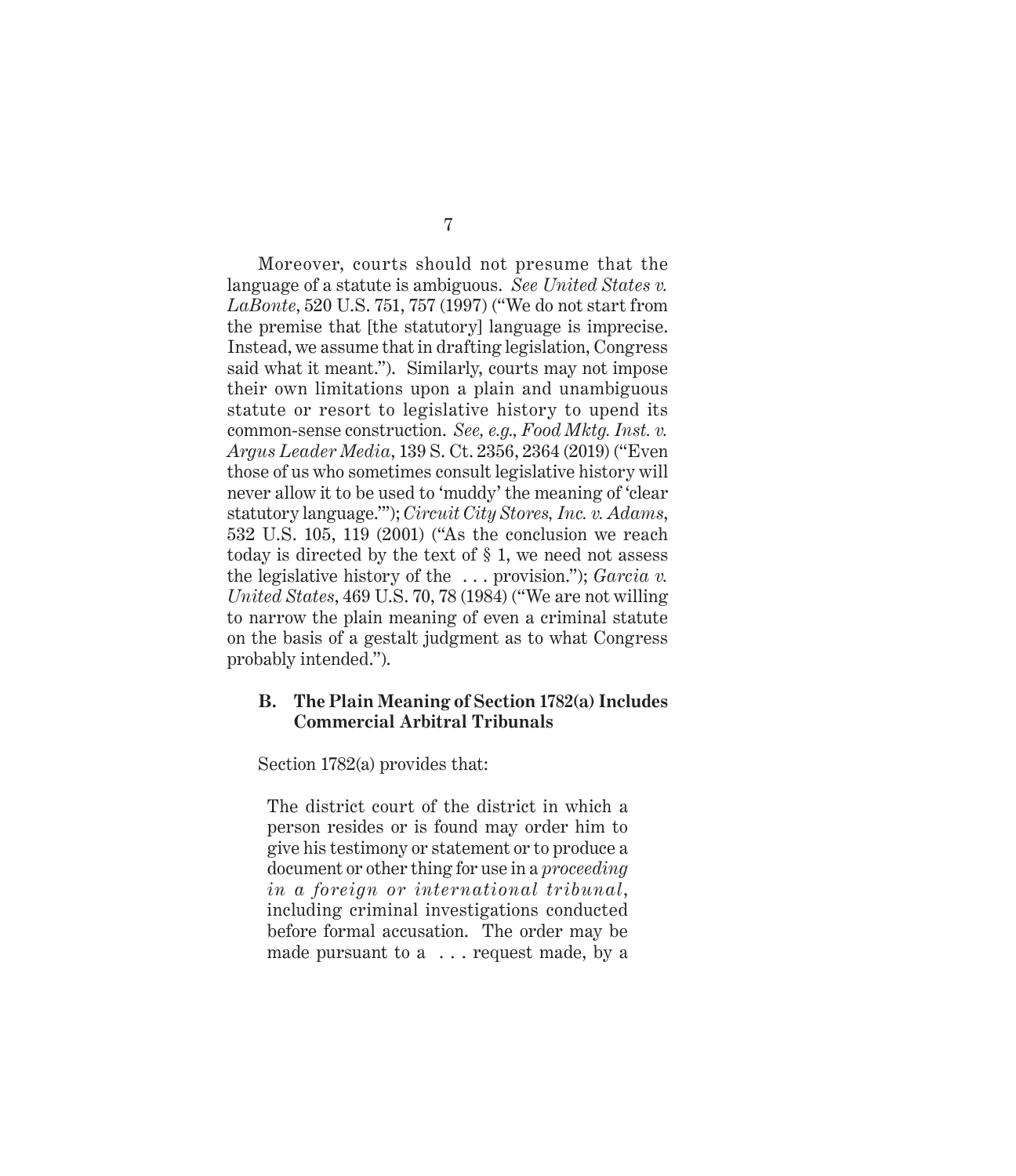Moreover, courts should not presume that the language of a statute is ambiguous. *See United States v. LaBonte*, 520 U.S. 751, 757 (1997) ("We do not start from the premise that [the statutory] language is imprecise. Instead, we assume that in drafting legislation, Congress said what it meant."). Similarly, courts may not impose their own limitations upon a plain and unambiguous statute or resort to legislative history to upend its common-sense construction. *See, e.g., Food Mktg. Inst. v. Argus Leader Media*, 139 S. Ct. 2356, 2364 (2019) ("Even those of us who sometimes consult legislative history will never allow it to be used to 'muddy' the meaning of 'clear statutory language.'"); *Circuit City Stores, Inc. v. Adams*, 532 U.S. 105, 119 (2001) ("As the conclusion we reach today is directed by the text of § 1, we need not assess the legislative history of the . . . provision."); *Garcia v. United States*, 469 U.S. 70, 78 (1984) ("We are not willing to narrow the plain meaning of even a criminal statute on the basis of a gestalt judgment as to what Congress probably intended.").

### B. The Plain Meaning of Section 1782(a) Includes Commercial Arbitral Tribunals

Section 1782(a) provides that:

> The district court of the district in which a person resides or is found may order him to give his testimony or statement or to produce a document or other thing for use in a *proceeding in a foreign or international tribunal*, including criminal investigations conducted before formal accusation. The order may be made pursuant to a . . . request made, by a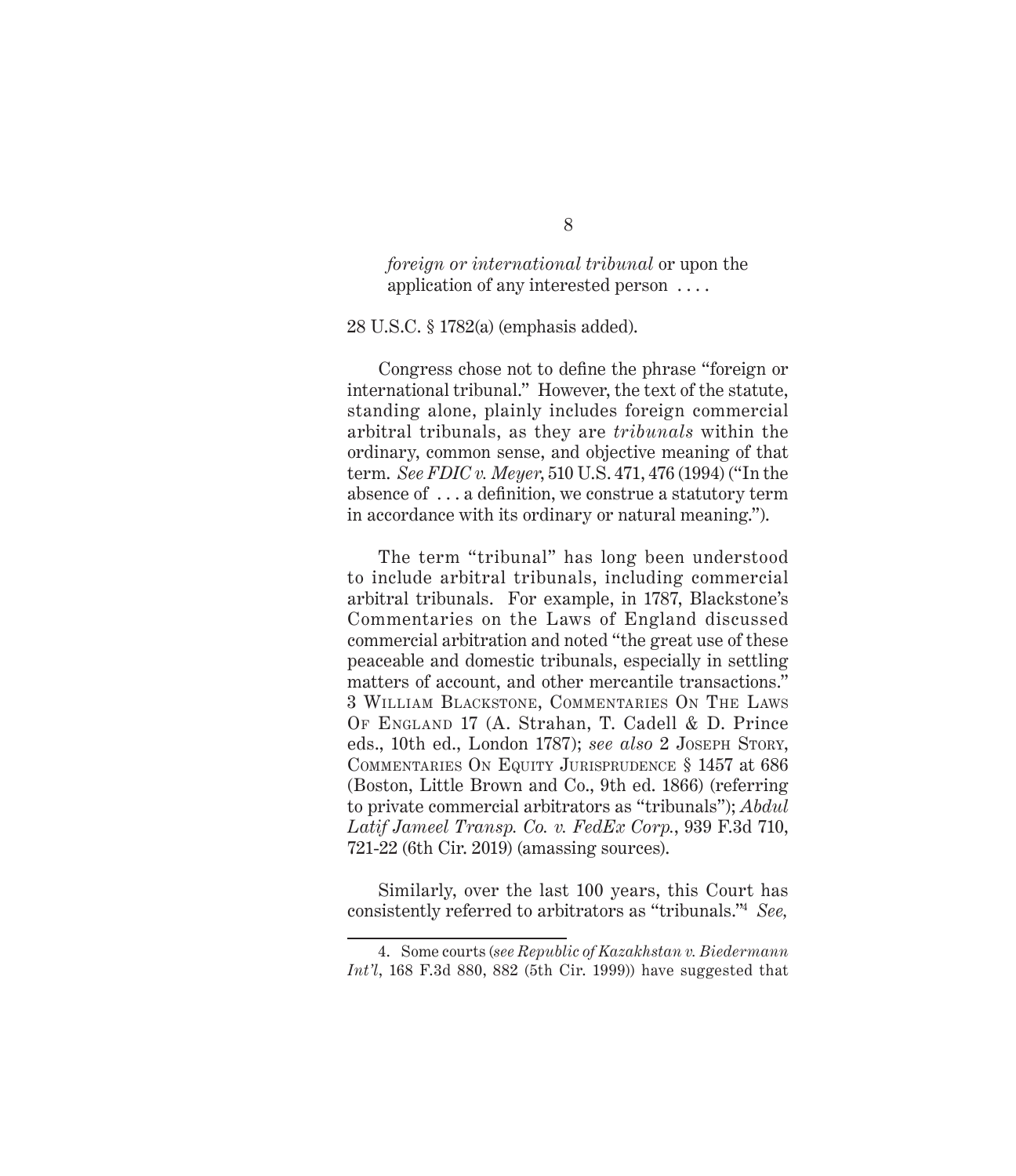> *foreign or international tribunal* or upon the application of any interested person . . . .

28 U.S.C. § 1782(a) (emphasis added).

Congress chose not to define the phrase "foreign or international tribunal." However, the text of the statute, standing alone, plainly includes foreign commercial arbitral tribunals, as they are *tribunals* within the ordinary, common sense, and objective meaning of that term. *See FDIC v. Meyer*, 510 U.S. 471, 476 (1994) ("In the absence of . . . a definition, we construe a statutory term in accordance with its ordinary or natural meaning.").

The term "tribunal" has long been understood to include arbitral tribunals, including commercial arbitral tribunals. For example, in 1787, Blackstone's Commentaries on the Laws of England discussed commercial arbitration and noted "the great use of these peaceable and domestic tribunals, especially in settling matters of account, and other mercantile transactions." 3 William Blackstone, Commentaries On The Laws Of England 17 (A. Strahan, T. Cadell & D. Prince eds., 10th ed., London 1787); *see also* 2 Joseph Story, Commentaries On Equity Jurisprudence § 1457 at 686 (Boston, Little Brown and Co., 9th ed. 1866) (referring to private commercial arbitrators as "tribunals"); *Abdul Latif Jameel Transp. Co. v. FedEx Corp.*, 939 F.3d 710, 721-22 (6th Cir. 2019) (amassing sources).

Similarly, over the last 100 years, this Court has consistently referred to arbitrators as "tribunals."[4] *See,*

---

4. Some courts (*see Republic of Kazakhstan v. Biedermann Int'l*, 168 F.3d 880, 882 (5th Cir. 1999)) have suggested that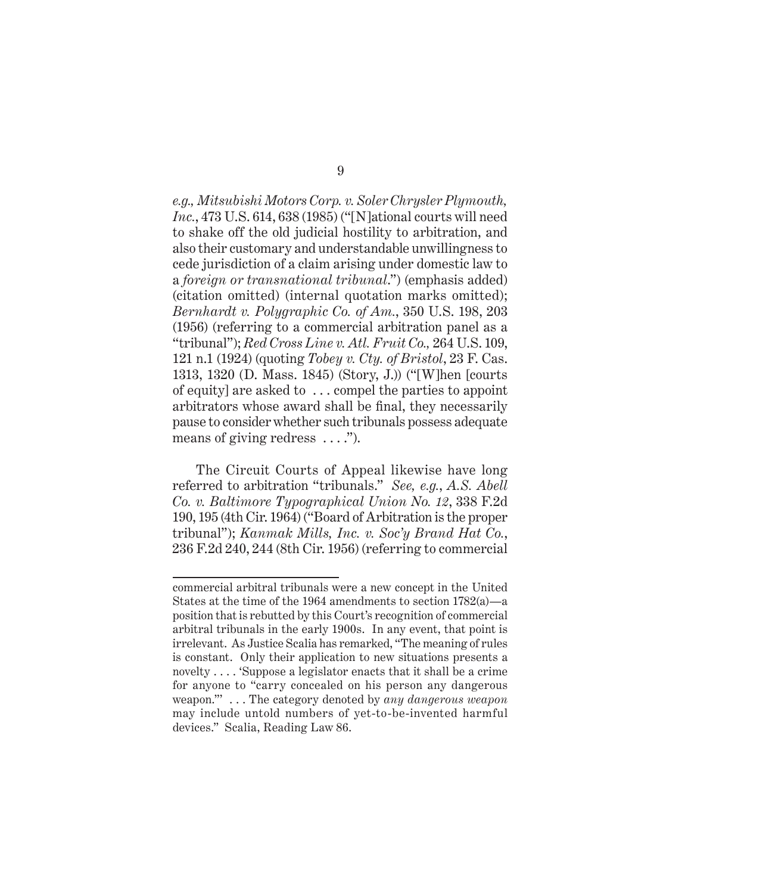*e.g.*, *Mitsubishi Motors Corp. v. Soler Chrysler Plymouth, Inc.*, 473 U.S. 614, 638 (1985) ("[N]ational courts will need to shake off the old judicial hostility to arbitration, and also their customary and understandable unwillingness to cede jurisdiction of a claim arising under domestic law to a *foreign or transnational tribunal*.") (emphasis added) (citation omitted) (internal quotation marks omitted); *Bernhardt v. Polygraphic Co. of Am.*, 350 U.S. 198, 203 (1956) (referring to a commercial arbitration panel as a "tribunal"); *Red Cross Line v. Atl. Fruit Co.,* 264 U.S. 109, 121 n.1 (1924) (quoting *Tobey v. Cty. of Bristol*, 23 F. Cas. 1313, 1320 (D. Mass. 1845) (Story, J.)) ("[W]hen [courts of equity] are asked to . . . compel the parties to appoint arbitrators whose award shall be final, they necessarily pause to consider whether such tribunals possess adequate means of giving redress . . . .").

The Circuit Courts of Appeal likewise have long referred to arbitration "tribunals." *See, e.g.*, *A.S. Abell Co. v. Baltimore Typographical Union No. 12*, 338 F.2d 190, 195 (4th Cir. 1964) ("Board of Arbitration is the proper tribunal"); *Kanmak Mills, Inc. v. Soc'y Brand Hat Co.*, 236 F.2d 240, 244 (8th Cir. 1956) (referring to commercial

---

commercial arbitral tribunals were a new concept in the United States at the time of the 1964 amendments to section 1782(a)—a position that is rebutted by this Court's recognition of commercial arbitral tribunals in the early 1900s. In any event, that point is irrelevant. As Justice Scalia has remarked, "The meaning of rules is constant. Only their application to new situations presents a novelty . . . . 'Suppose a legislator enacts that it shall be a crime for anyone to "carry concealed on his person any dangerous weapon."' . . . The category denoted by *any dangerous weapon* may include untold numbers of yet-to-be-invented harmful devices." Scalia, Reading Law 86.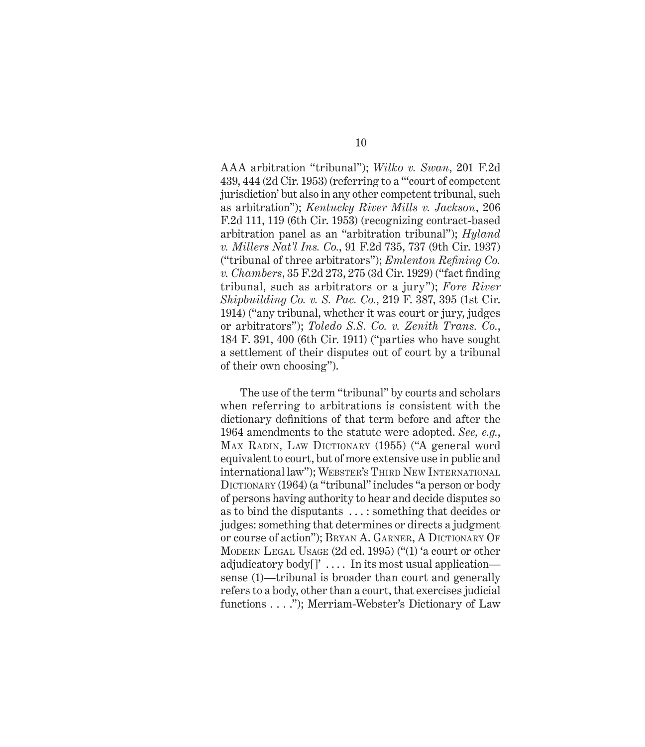AAA arbitration "tribunal"); *Wilko v. Swan*, 201 F.2d 439, 444 (2d Cir. 1953) (referring to a "'court of competent jurisdiction' but also in any other competent tribunal, such as arbitration"); *Kentucky River Mills v. Jackson*, 206 F.2d 111, 119 (6th Cir. 1953) (recognizing contract-based arbitration panel as an "arbitration tribunal"); *Hyland v. Millers Nat'l Ins. Co.*, 91 F.2d 735, 737 (9th Cir. 1937) ("tribunal of three arbitrators"); *Emlenton Refining Co. v. Chambers*, 35 F.2d 273, 275 (3d Cir. 1929) ("fact finding tribunal, such as arbitrators or a jury"); *Fore River Shipbuilding Co. v. S. Pac. Co.*, 219 F. 387, 395 (1st Cir. 1914) ("any tribunal, whether it was court or jury, judges or arbitrators"); *Toledo S.S. Co. v. Zenith Trans. Co.*, 184 F. 391, 400 (6th Cir. 1911) ("parties who have sought a settlement of their disputes out of court by a tribunal of their own choosing").

The use of the term "tribunal" by courts and scholars when referring to arbitrations is consistent with the dictionary definitions of that term before and after the 1964 amendments to the statute were adopted. *See, e.g.*, MAX RADIN, LAW DICTIONARY (1955) ("A general word equivalent to court, but of more extensive use in public and international law"); WEBSTER'S THIRD NEW INTERNATIONAL DICTIONARY (1964) (a "tribunal" includes "a person or body of persons having authority to hear and decide disputes so as to bind the disputants . . . : something that decides or judges: something that determines or directs a judgment or course of action"); BRYAN A. GARNER, A DICTIONARY OF MODERN LEGAL USAGE (2d ed. 1995) ("(1) 'a court or other adjudicatory body[]' . . . . In its most usual application—sense (1)—tribunal is broader than court and generally refers to a body, other than a court, that exercises judicial functions . . . ."); Merriam-Webster's Dictionary of Law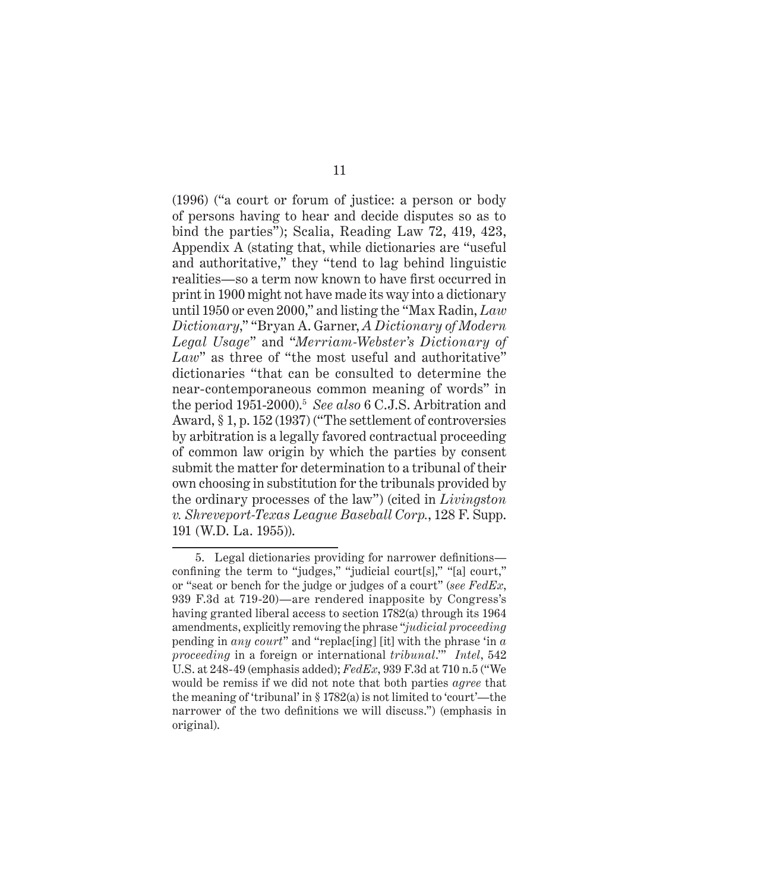(1996) ("a court or forum of justice: a person or body of persons having to hear and decide disputes so as to bind the parties"); Scalia, Reading Law 72, 419, 423, Appendix A (stating that, while dictionaries are "useful and authoritative," they "tend to lag behind linguistic realities—so a term now known to have first occurred in print in 1900 might not have made its way into a dictionary until 1950 or even 2000," and listing the "Max Radin, *Law Dictionary*," "Bryan A. Garner, *A Dictionary of Modern Legal Usage*" and "*Merriam-Webster's Dictionary of Law*" as three of "the most useful and authoritative" dictionaries "that can be consulted to determine the near-contemporaneous common meaning of words" in the period 1951-2000).[5] *See also* 6 C.J.S. Arbitration and Award, § 1, p. 152 (1937) ("The settlement of controversies by arbitration is a legally favored contractual proceeding of common law origin by which the parties by consent submit the matter for determination to a tribunal of their own choosing in substitution for the tribunals provided by the ordinary processes of the law") (cited in *Livingston v. Shreveport-Texas League Baseball Corp.*, 128 F. Supp. 191 (W.D. La. 1955)).

---

5. Legal dictionaries providing for narrower definitions—confining the term to "judges," "judicial court[s]," "[a] court," or "seat or bench for the judge or judges of a court" (*see FedEx*, 939 F.3d at 719-20)—are rendered inapposite by Congress's having granted liberal access to section 1782(a) through its 1964 amendments, explicitly removing the phrase "*judicial proceeding* pending in *any court*" and "replac[ing] [it] with the phrase 'in *a proceeding* in a foreign or international *tribunal*.'" *Intel*, 542 U.S. at 248-49 (emphasis added); *FedEx*, 939 F.3d at 710 n.5 ("We would be remiss if we did not note that both parties *agree* that the meaning of 'tribunal' in § 1782(a) is not limited to 'court'—the narrower of the two definitions we will discuss.") (emphasis in original).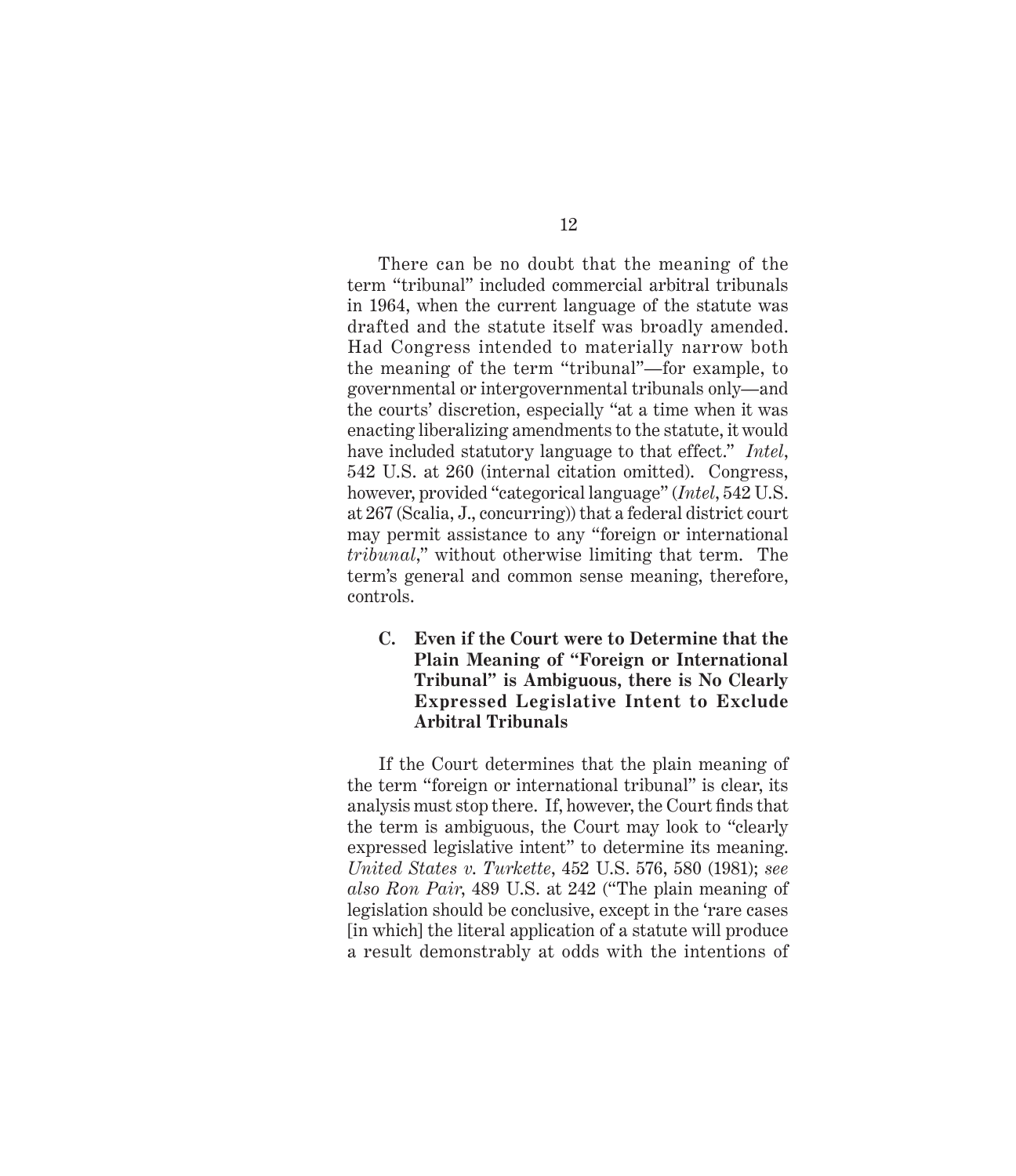There can be no doubt that the meaning of the term "tribunal" included commercial arbitral tribunals in 1964, when the current language of the statute was drafted and the statute itself was broadly amended. Had Congress intended to materially narrow both the meaning of the term "tribunal"—for example, to governmental or intergovernmental tribunals only—and the courts' discretion, especially "at a time when it was enacting liberalizing amendments to the statute, it would have included statutory language to that effect." *Intel*, 542 U.S. at 260 (internal citation omitted). Congress, however, provided "categorical language" (*Intel*, 542 U.S. at 267 (Scalia, J., concurring)) that a federal district court may permit assistance to any "foreign or international *tribunal*," without otherwise limiting that term. The term's general and common sense meaning, therefore, controls.

### C. Even if the Court were to Determine that the Plain Meaning of "Foreign or International Tribunal" is Ambiguous, there is No Clearly Expressed Legislative Intent to Exclude Arbitral Tribunals

If the Court determines that the plain meaning of the term "foreign or international tribunal" is clear, its analysis must stop there. If, however, the Court finds that the term is ambiguous, the Court may look to "clearly expressed legislative intent" to determine its meaning. *United States v. Turkette*, 452 U.S. 576, 580 (1981); *see also Ron Pair*, 489 U.S. at 242 ("The plain meaning of legislation should be conclusive, except in the 'rare cases [in which] the literal application of a statute will produce a result demonstrably at odds with the intentions of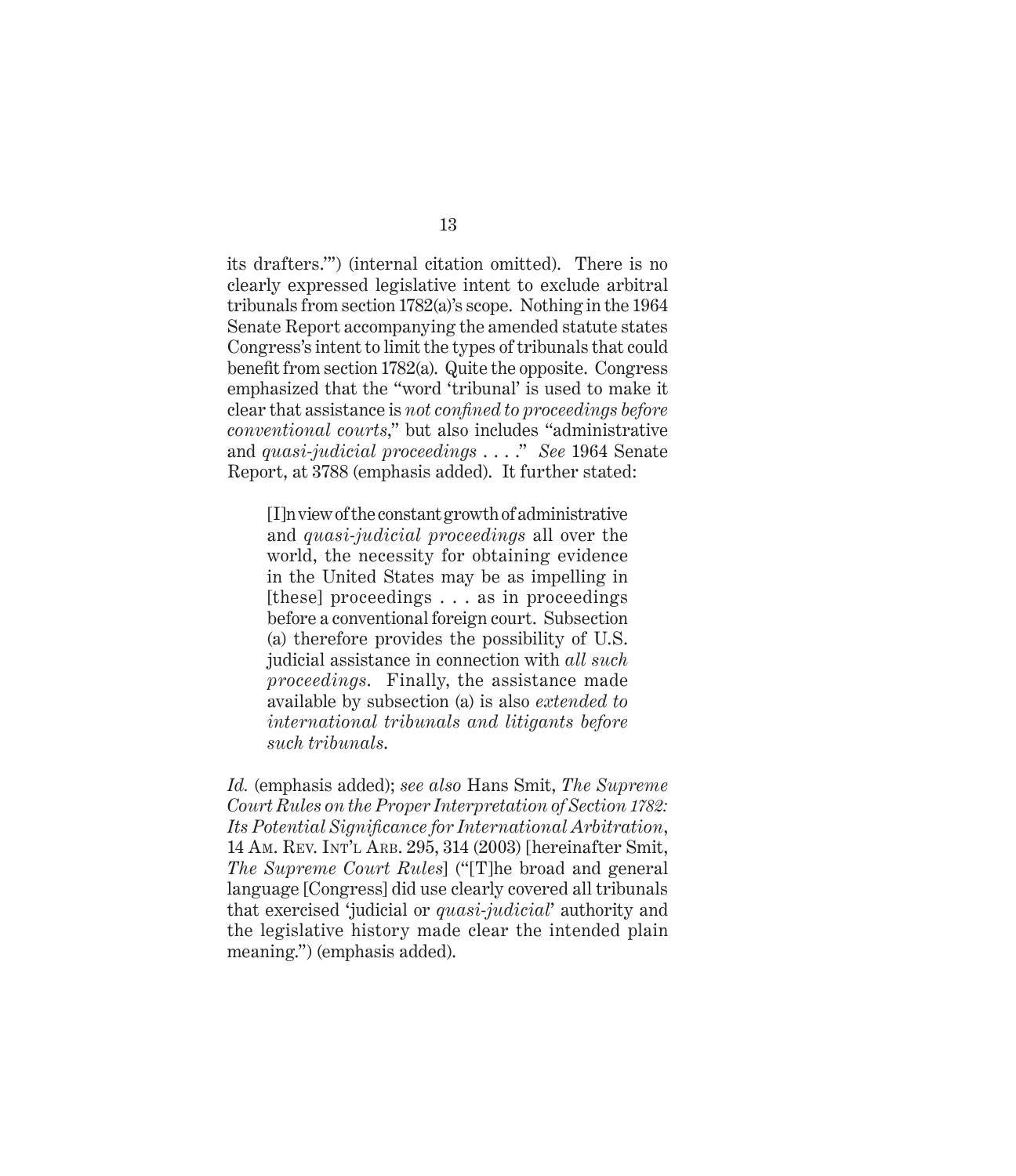its drafters.'") (internal citation omitted). There is no clearly expressed legislative intent to exclude arbitral tribunals from section 1782(a)'s scope. Nothing in the 1964 Senate Report accompanying the amended statute states Congress's intent to limit the types of tribunals that could benefit from section 1782(a). Quite the opposite. Congress emphasized that the "word 'tribunal' is used to make it clear that assistance is *not confined to proceedings before conventional courts*," but also includes "administrative and *quasi-judicial proceedings* . . . ." *See* 1964 Senate Report, at 3788 (emphasis added). It further stated:

> [I]n view of the constant growth of administrative and *quasi-judicial proceedings* all over the world, the necessity for obtaining evidence in the United States may be as impelling in [these] proceedings . . . as in proceedings before a conventional foreign court. Subsection (a) therefore provides the possibility of U.S. judicial assistance in connection with *all such proceedings*. Finally, the assistance made available by subsection (a) is also *extended to international tribunals and litigants before such tribunals*.

*Id.* (emphasis added); *see also* Hans Smit, *The Supreme Court Rules on the Proper Interpretation of Section 1782: Its Potential Significance for International Arbitration*, 14 AM. REV. INT'L ARB. 295, 314 (2003) [hereinafter Smit, *The Supreme Court Rules*] ("[T]he broad and general language [Congress] did use clearly covered all tribunals that exercised 'judicial or *quasi-judicial*' authority and the legislative history made clear the intended plain meaning.") (emphasis added).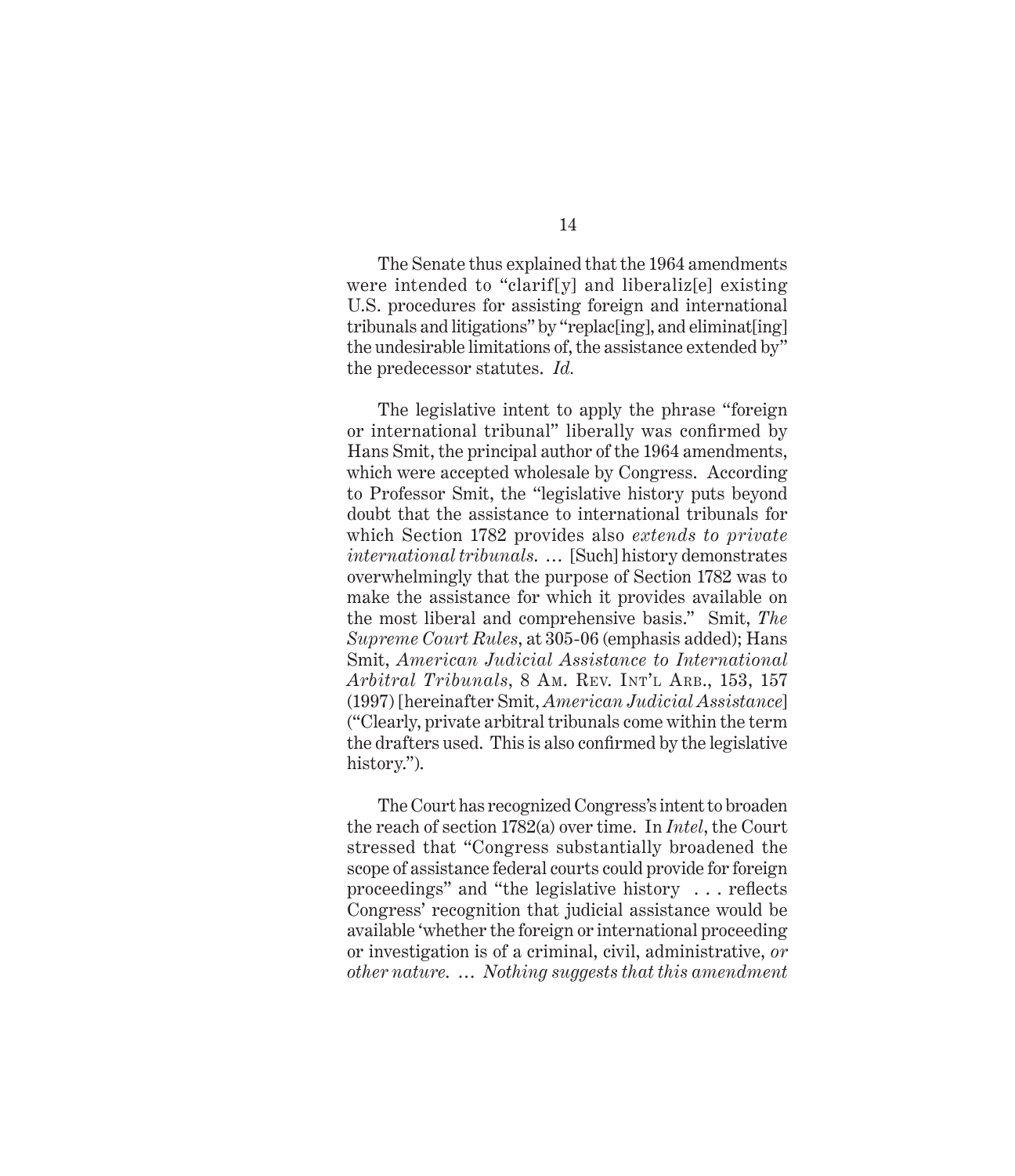The Senate thus explained that the 1964 amendments were intended to "clarif[y] and liberaliz[e] existing U.S. procedures for assisting foreign and international tribunals and litigations" by "replac[ing], and eliminat[ing] the undesirable limitations of, the assistance extended by" the predecessor statutes. *Id.*

The legislative intent to apply the phrase "foreign or international tribunal" liberally was confirmed by Hans Smit, the principal author of the 1964 amendments, which were accepted wholesale by Congress. According to Professor Smit, the "legislative history puts beyond doubt that the assistance to international tribunals for which Section 1782 provides also *extends to private international tribunals*. … [Such] history demonstrates overwhelmingly that the purpose of Section 1782 was to make the assistance for which it provides available on the most liberal and comprehensive basis." Smit, *The Supreme Court Rules*, at 305-06 (emphasis added); Hans Smit, *American Judicial Assistance to International Arbitral Tribunals*, 8 Am. Rev. Int'l Arb., 153, 157 (1997) [hereinafter Smit, *American Judicial Assistance*] ("Clearly, private arbitral tribunals come within the term the drafters used. This is also confirmed by the legislative history.").

The Court has recognized Congress's intent to broaden the reach of section 1782(a) over time. In *Intel*, the Court stressed that "Congress substantially broadened the scope of assistance federal courts could provide for foreign proceedings" and "the legislative history . . . reflects Congress' recognition that judicial assistance would be available 'whether the foreign or international proceeding or investigation is of a criminal, civil, administrative, *or other nature*. … *Nothing suggests that this amendment*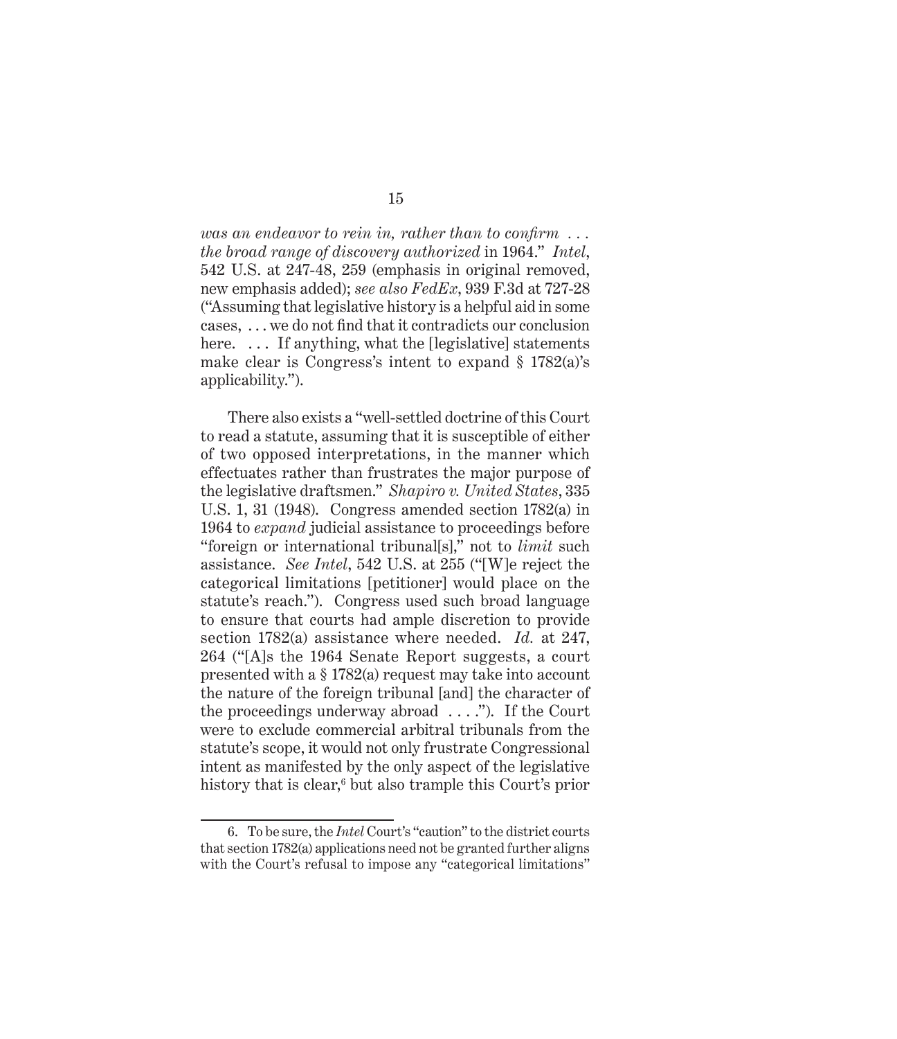*was an endeavor to rein in, rather than to confirm . . . the broad range of discovery authorized* in 1964." *Intel*, 542 U.S. at 247-48, 259 (emphasis in original removed, new emphasis added); *see also FedEx*, 939 F.3d at 727-28 ("Assuming that legislative history is a helpful aid in some cases, . . . we do not find that it contradicts our conclusion here. . . . If anything, what the [legislative] statements make clear is Congress's intent to expand § 1782(a)'s applicability.").

There also exists a "well-settled doctrine of this Court to read a statute, assuming that it is susceptible of either of two opposed interpretations, in the manner which effectuates rather than frustrates the major purpose of the legislative draftsmen." *Shapiro v. United States*, 335 U.S. 1, 31 (1948). Congress amended section 1782(a) in 1964 to *expand* judicial assistance to proceedings before "foreign or international tribunal[s]," not to *limit* such assistance. *See Intel*, 542 U.S. at 255 ("[W]e reject the categorical limitations [petitioner] would place on the statute's reach."). Congress used such broad language to ensure that courts had ample discretion to provide section 1782(a) assistance where needed. *Id.* at 247, 264 ("[A]s the 1964 Senate Report suggests, a court presented with a § 1782(a) request may take into account the nature of the foreign tribunal [and] the character of the proceedings underway abroad . . . ."). If the Court were to exclude commercial arbitral tribunals from the statute's scope, it would not only frustrate Congressional intent as manifested by the only aspect of the legislative history that is clear,[6] but also trample this Court's prior

---

6. To be sure, the *Intel* Court's "caution" to the district courts that section 1782(a) applications need not be granted further aligns with the Court's refusal to impose any "categorical limitations"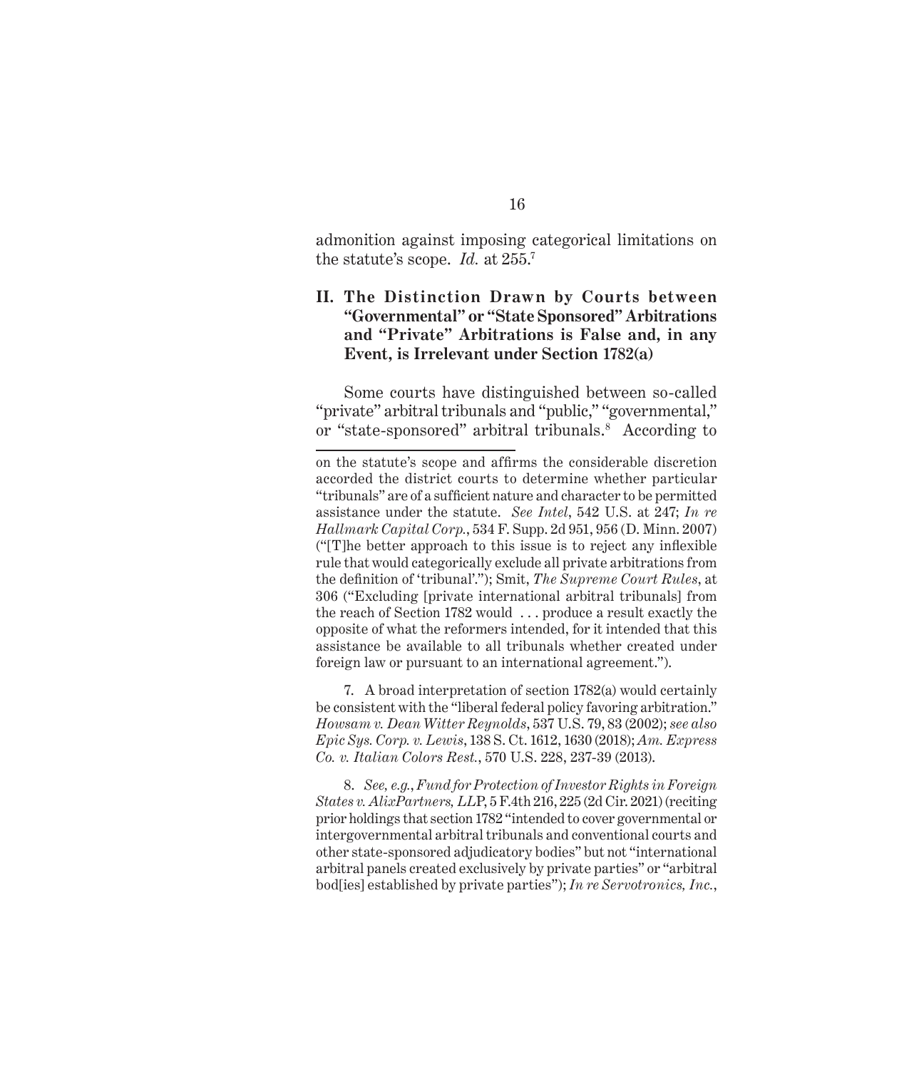admonition against imposing categorical limitations on the statute's scope. *Id.* at 255.[7]

## II. The Distinction Drawn by Courts between "Governmental" or "State Sponsored" Arbitrations and "Private" Arbitrations is False and, in any Event, is Irrelevant under Section 1782(a)

Some courts have distinguished between so-called "private" arbitral tribunals and "public," "governmental," or "state-sponsored" arbitral tribunals.[8] According to

---

on the statute's scope and affirms the considerable discretion accorded the district courts to determine whether particular "tribunals" are of a sufficient nature and character to be permitted assistance under the statute. *See Intel*, 542 U.S. at 247; *In re Hallmark Capital Corp.*, 534 F. Supp. 2d 951, 956 (D. Minn. 2007) ("[T]he better approach to this issue is to reject any inflexible rule that would categorically exclude all private arbitrations from the definition of 'tribunal'."); Smit, *The Supreme Court Rules*, at 306 ("Excluding [private international arbitral tribunals] from the reach of Section 1782 would . . . produce a result exactly the opposite of what the reformers intended, for it intended that this assistance be available to all tribunals whether created under foreign law or pursuant to an international agreement.").

7. A broad interpretation of section 1782(a) would certainly be consistent with the "liberal federal policy favoring arbitration." *Howsam v. Dean Witter Reynolds*, 537 U.S. 79, 83 (2002); *see also Epic Sys. Corp. v. Lewis*, 138 S. Ct. 1612, 1630 (2018); *Am. Express Co. v. Italian Colors Rest.*, 570 U.S. 228, 237-39 (2013).

8. *See, e.g.*, *Fund for Protection of Investor Rights in Foreign States v. AlixPartners, LLP*, 5 F.4th 216, 225 (2d Cir. 2021) (reciting prior holdings that section 1782 "intended to cover governmental or intergovernmental arbitral tribunals and conventional courts and other state-sponsored adjudicatory bodies" but not "international arbitral panels created exclusively by private parties" or "arbitral bod[ies] established by private parties"); *In re Servotronics, Inc.*,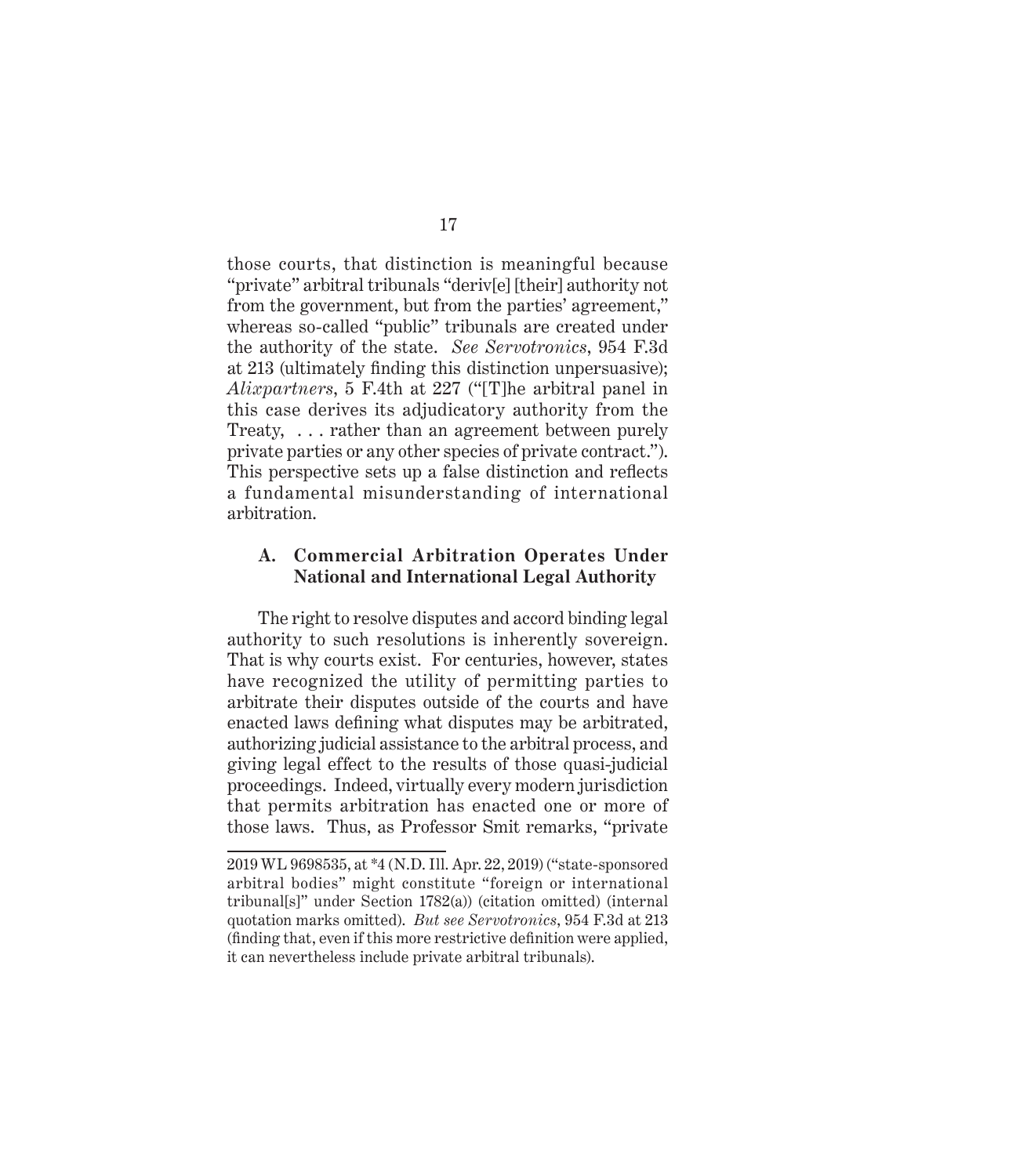those courts, that distinction is meaningful because "private" arbitral tribunals "deriv[e] [their] authority not from the government, but from the parties' agreement," whereas so-called "public" tribunals are created under the authority of the state. *See Servotronics*, 954 F.3d at 213 (ultimately finding this distinction unpersuasive); *Alixpartners*, 5 F.4th at 227 ("[T]he arbitral panel in this case derives its adjudicatory authority from the Treaty, . . . rather than an agreement between purely private parties or any other species of private contract."). This perspective sets up a false distinction and reflects a fundamental misunderstanding of international arbitration.

### A. Commercial Arbitration Operates Under National and International Legal Authority

The right to resolve disputes and accord binding legal authority to such resolutions is inherently sovereign. That is why courts exist. For centuries, however, states have recognized the utility of permitting parties to arbitrate their disputes outside of the courts and have enacted laws defining what disputes may be arbitrated, authorizing judicial assistance to the arbitral process, and giving legal effect to the results of those quasi-judicial proceedings. Indeed, virtually every modern jurisdiction that permits arbitration has enacted one or more of those laws. Thus, as Professor Smit remarks, "private

---

2019 WL 9698535, at *4 (N.D. Ill. Apr. 22, 2019) ("state-sponsored arbitral bodies" might constitute "foreign or international tribunal[s]" under Section 1782(a)) (citation omitted) (internal quotation marks omitted). *But see Servotronics*, 954 F.3d at 213 (finding that, even if this more restrictive definition were applied, it can nevertheless include private arbitral tribunals).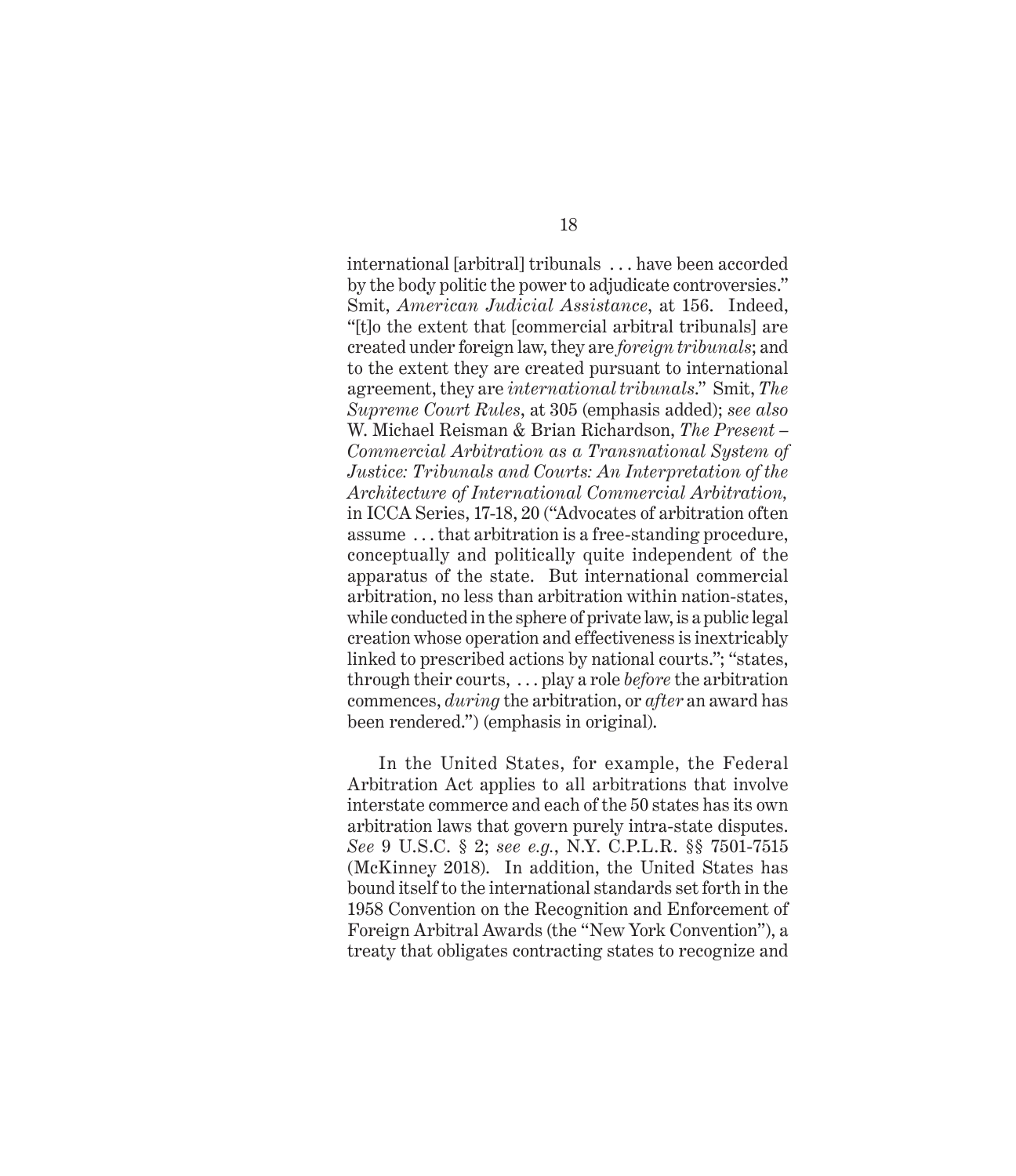international [arbitral] tribunals . . . have been accorded by the body politic the power to adjudicate controversies." Smit, *American Judicial Assistance*, at 156. Indeed, "[t]o the extent that [commercial arbitral tribunals] are created under foreign law, they are *foreign tribunals*; and to the extent they are created pursuant to international agreement, they are *international tribunals*." Smit, *The Supreme Court Rules*, at 305 (emphasis added); *see also* W. Michael Reisman & Brian Richardson, *The Present – Commercial Arbitration as a Transnational System of Justice: Tribunals and Courts: An Interpretation of the Architecture of International Commercial Arbitration,* in ICCA Series, 17-18, 20 ("Advocates of arbitration often assume . . . that arbitration is a free-standing procedure, conceptually and politically quite independent of the apparatus of the state. But international commercial arbitration, no less than arbitration within nation-states, while conducted in the sphere of private law, is a public legal creation whose operation and effectiveness is inextricably linked to prescribed actions by national courts."; "states, through their courts, . . . play a role *before* the arbitration commences, *during* the arbitration, or *after* an award has been rendered.") (emphasis in original).

In the United States, for example, the Federal Arbitration Act applies to all arbitrations that involve interstate commerce and each of the 50 states has its own arbitration laws that govern purely intra-state disputes. *See* 9 U.S.C. § 2; *see e.g.*, N.Y. C.P.L.R. §§ 7501-7515 (McKinney 2018). In addition, the United States has bound itself to the international standards set forth in the 1958 Convention on the Recognition and Enforcement of Foreign Arbitral Awards (the "New York Convention"), a treaty that obligates contracting states to recognize and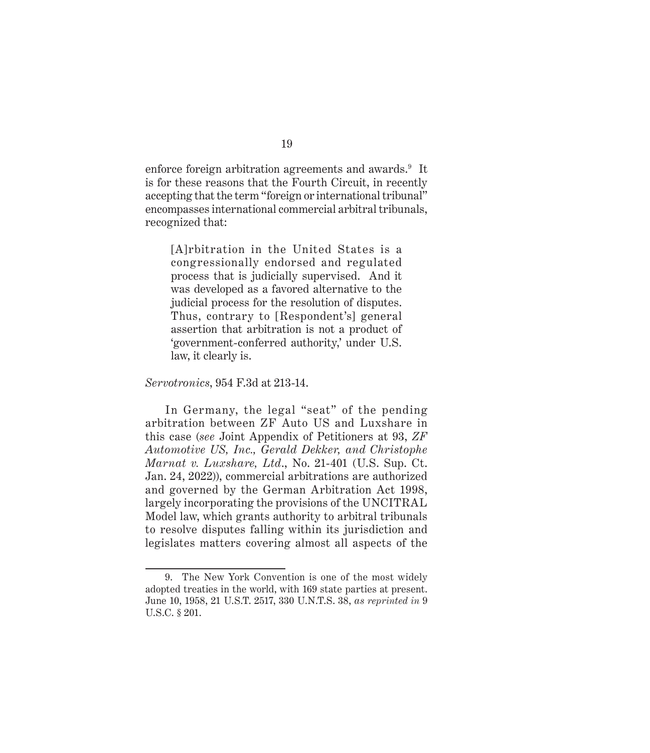enforce foreign arbitration agreements and awards.[9] It is for these reasons that the Fourth Circuit, in recently accepting that the term "foreign or international tribunal" encompasses international commercial arbitral tribunals, recognized that:

> [A]rbitration in the United States is a congressionally endorsed and regulated process that is judicially supervised. And it was developed as a favored alternative to the judicial process for the resolution of disputes. Thus, contrary to [Respondent's] general assertion that arbitration is not a product of 'government-conferred authority,' under U.S. law, it clearly is.

*Servotronics*, 954 F.3d at 213-14.

In Germany, the legal "seat" of the pending arbitration between ZF Auto US and Luxshare in this case (*see* Joint Appendix of Petitioners at 93, *ZF Automotive US, Inc., Gerald Dekker, and Christophe Marnat v. Luxshare, Ltd.*, No. 21-401 (U.S. Sup. Ct. Jan. 24, 2022)), commercial arbitrations are authorized and governed by the German Arbitration Act 1998, largely incorporating the provisions of the UNCITRAL Model law, which grants authority to arbitral tribunals to resolve disputes falling within its jurisdiction and legislates matters covering almost all aspects of the

---

9. The New York Convention is one of the most widely adopted treaties in the world, with 169 state parties at present. June 10, 1958, 21 U.S.T. 2517, 330 U.N.T.S. 38, *as reprinted in* 9 U.S.C. § 201.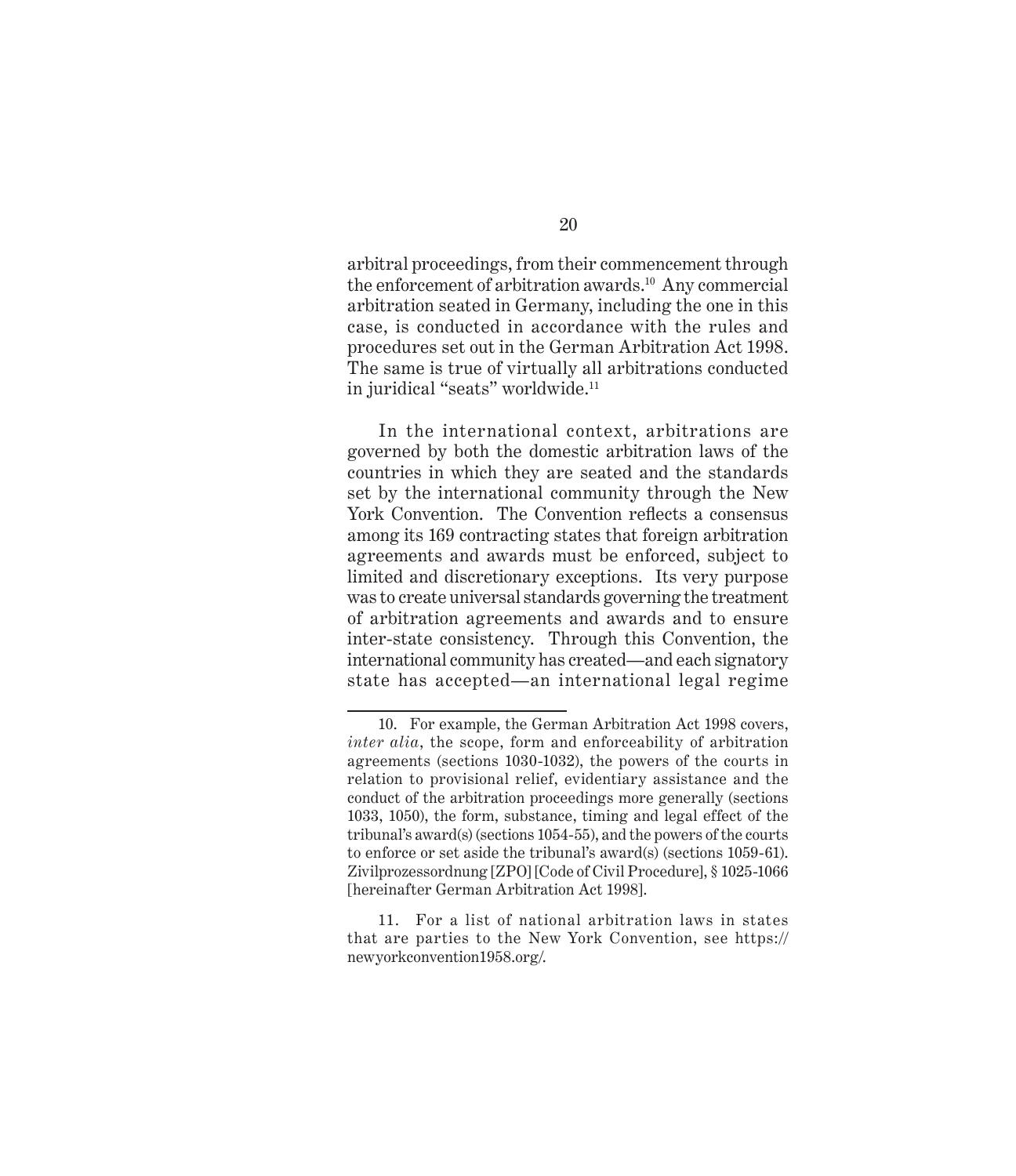arbitral proceedings, from their commencement through the enforcement of arbitration awards.[10] Any commercial arbitration seated in Germany, including the one in this case, is conducted in accordance with the rules and procedures set out in the German Arbitration Act 1998. The same is true of virtually all arbitrations conducted in juridical "seats" worldwide.[11]

In the international context, arbitrations are governed by both the domestic arbitration laws of the countries in which they are seated and the standards set by the international community through the New York Convention. The Convention reflects a consensus among its 169 contracting states that foreign arbitration agreements and awards must be enforced, subject to limited and discretionary exceptions. Its very purpose was to create universal standards governing the treatment of arbitration agreements and awards and to ensure inter-state consistency. Through this Convention, the international community has created—and each signatory state has accepted—an international legal regime

---

10. For example, the German Arbitration Act 1998 covers, *inter alia*, the scope, form and enforceability of arbitration agreements (sections 1030-1032), the powers of the courts in relation to provisional relief, evidentiary assistance and the conduct of the arbitration proceedings more generally (sections 1033, 1050), the form, substance, timing and legal effect of the tribunal's award(s) (sections 1054-55), and the powers of the courts to enforce or set aside the tribunal's award(s) (sections 1059-61). Zivilprozessordnung [ZPO] [Code of Civil Procedure], § 1025-1066 [hereinafter German Arbitration Act 1998].

11. For a list of national arbitration laws in states that are parties to the New York Convention, see https://newyorkconvention1958.org/.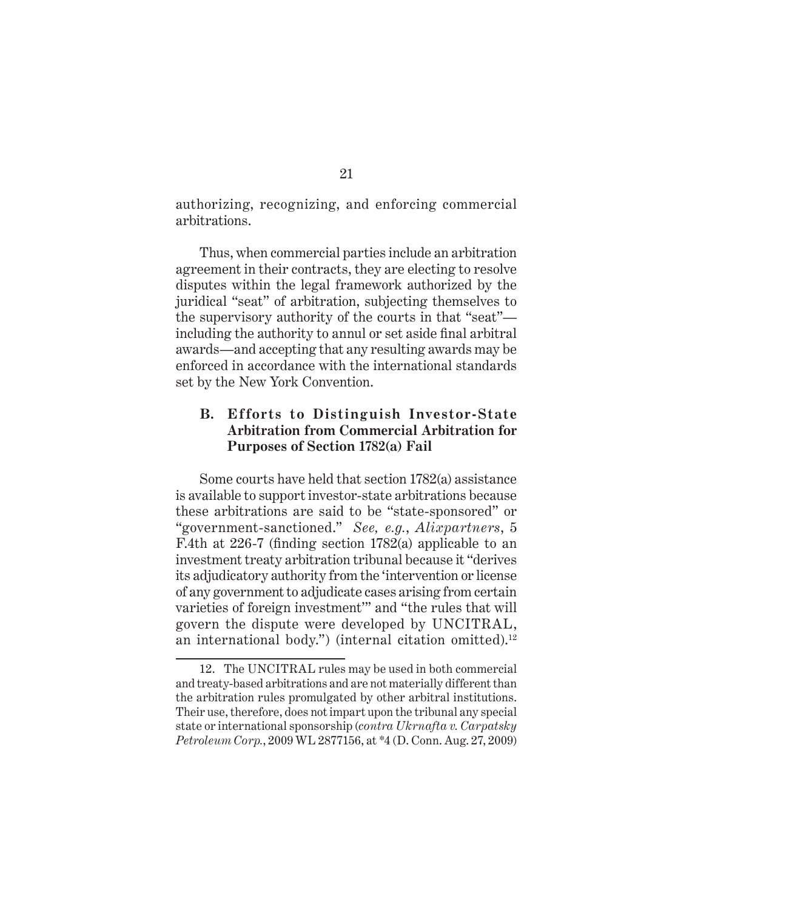authorizing, recognizing, and enforcing commercial arbitrations.

Thus, when commercial parties include an arbitration agreement in their contracts, they are electing to resolve disputes within the legal framework authorized by the juridical "seat" of arbitration, subjecting themselves to the supervisory authority of the courts in that "seat"—including the authority to annul or set aside final arbitral awards—and accepting that any resulting awards may be enforced in accordance with the international standards set by the New York Convention.

### B. Efforts to Distinguish Investor-State Arbitration from Commercial Arbitration for Purposes of Section 1782(a) Fail

Some courts have held that section 1782(a) assistance is available to support investor-state arbitrations because these arbitrations are said to be "state-sponsored" or "government-sanctioned." *See, e.g.*, *Alixpartners*, 5 F.4th at 226-7 (finding section 1782(a) applicable to an investment treaty arbitration tribunal because it "derives its adjudicatory authority from the 'intervention or license of any government to adjudicate cases arising from certain varieties of foreign investment'" and "the rules that will govern the dispute were developed by UNCITRAL, an international body.") (internal citation omitted).[12]

---

12. The UNCITRAL rules may be used in both commercial and treaty-based arbitrations and are not materially different than the arbitration rules promulgated by other arbitral institutions. Their use, therefore, does not impart upon the tribunal any special state or international sponsorship (*contra Ukrnafta v. Carpatsky Petroleum Corp.*, 2009 WL 2877156, at *4 (D. Conn. Aug. 27, 2009)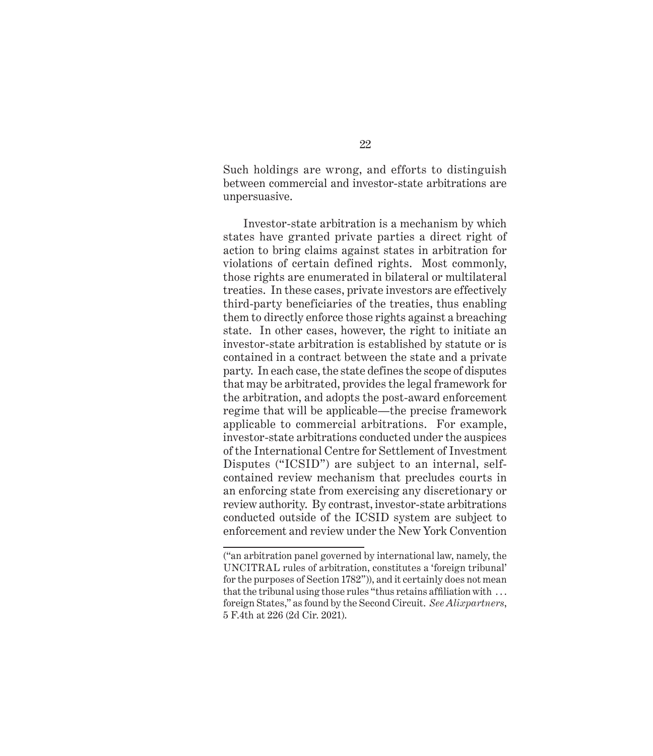Such holdings are wrong, and efforts to distinguish between commercial and investor-state arbitrations are unpersuasive.

Investor-state arbitration is a mechanism by which states have granted private parties a direct right of action to bring claims against states in arbitration for violations of certain defined rights. Most commonly, those rights are enumerated in bilateral or multilateral treaties. In these cases, private investors are effectively third-party beneficiaries of the treaties, thus enabling them to directly enforce those rights against a breaching state. In other cases, however, the right to initiate an investor-state arbitration is established by statute or is contained in a contract between the state and a private party. In each case, the state defines the scope of disputes that may be arbitrated, provides the legal framework for the arbitration, and adopts the post-award enforcement regime that will be applicable—the precise framework applicable to commercial arbitrations. For example, investor-state arbitrations conducted under the auspices of the International Centre for Settlement of Investment Disputes ("ICSID") are subject to an internal, self-contained review mechanism that precludes courts in an enforcing state from exercising any discretionary or review authority. By contrast, investor-state arbitrations conducted outside of the ICSID system are subject to enforcement and review under the New York Convention

---

("an arbitration panel governed by international law, namely, the UNCITRAL rules of arbitration, constitutes a 'foreign tribunal' for the purposes of Section 1782")), and it certainly does not mean that the tribunal using those rules "thus retains affiliation with . . . foreign States," as found by the Second Circuit. *See Alixpartners*, 5 F.4th at 226 (2d Cir. 2021).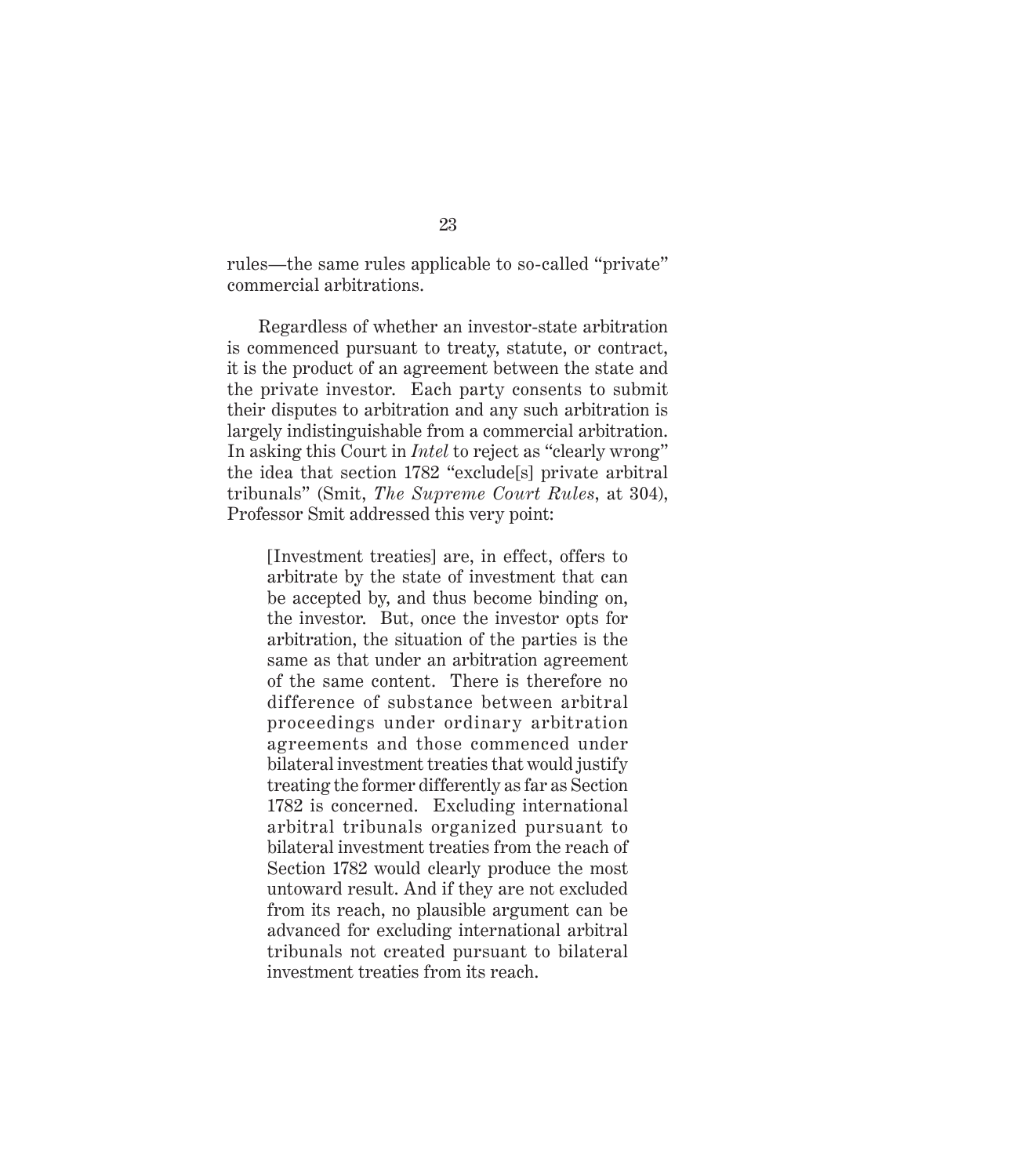rules—the same rules applicable to so-called "private" commercial arbitrations.

Regardless of whether an investor-state arbitration is commenced pursuant to treaty, statute, or contract, it is the product of an agreement between the state and the private investor. Each party consents to submit their disputes to arbitration and any such arbitration is largely indistinguishable from a commercial arbitration. In asking this Court in *Intel* to reject as "clearly wrong" the idea that section 1782 "exclude[s] private arbitral tribunals" (Smit, *The Supreme Court Rules*, at 304), Professor Smit addressed this very point:

> [Investment treaties] are, in effect, offers to arbitrate by the state of investment that can be accepted by, and thus become binding on, the investor. But, once the investor opts for arbitration, the situation of the parties is the same as that under an arbitration agreement of the same content. There is therefore no difference of substance between arbitral proceedings under ordinary arbitration agreements and those commenced under bilateral investment treaties that would justify treating the former differently as far as Section 1782 is concerned. Excluding international arbitral tribunals organized pursuant to bilateral investment treaties from the reach of Section 1782 would clearly produce the most untoward result. And if they are not excluded from its reach, no plausible argument can be advanced for excluding international arbitral tribunals not created pursuant to bilateral investment treaties from its reach.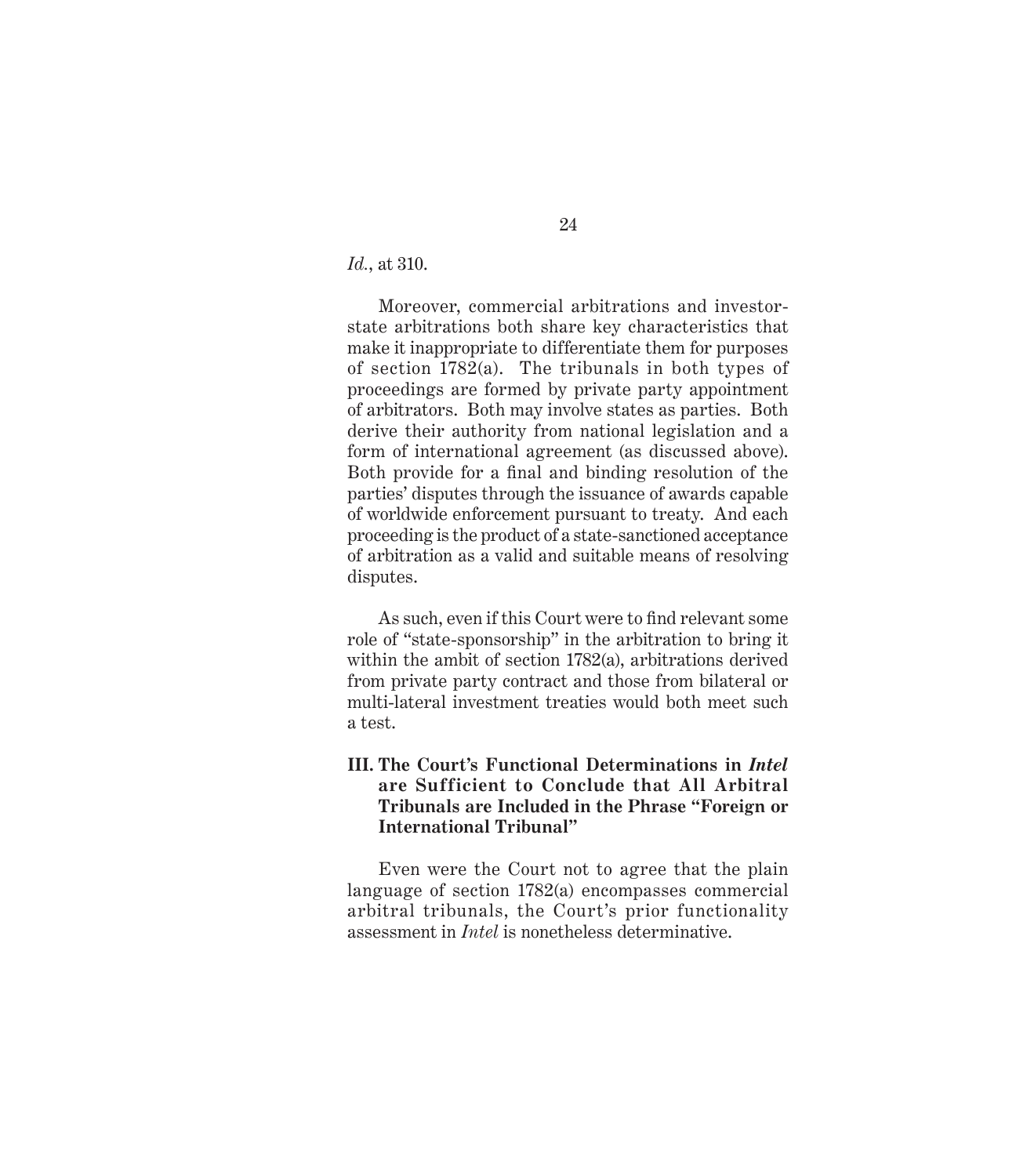*Id.*, at 310.

Moreover, commercial arbitrations and investor-state arbitrations both share key characteristics that make it inappropriate to differentiate them for purposes of section 1782(a). The tribunals in both types of proceedings are formed by private party appointment of arbitrators. Both may involve states as parties. Both derive their authority from national legislation and a form of international agreement (as discussed above). Both provide for a final and binding resolution of the parties' disputes through the issuance of awards capable of worldwide enforcement pursuant to treaty. And each proceeding is the product of a state-sanctioned acceptance of arbitration as a valid and suitable means of resolving disputes.

As such, even if this Court were to find relevant some role of "state-sponsorship" in the arbitration to bring it within the ambit of section 1782(a), arbitrations derived from private party contract and those from bilateral or multi-lateral investment treaties would both meet such a test.

## III. The Court's Functional Determinations in *Intel* are Sufficient to Conclude that All Arbitral Tribunals are Included in the Phrase "Foreign or International Tribunal"

Even were the Court not to agree that the plain language of section 1782(a) encompasses commercial arbitral tribunals, the Court's prior functionality assessment in *Intel* is nonetheless determinative.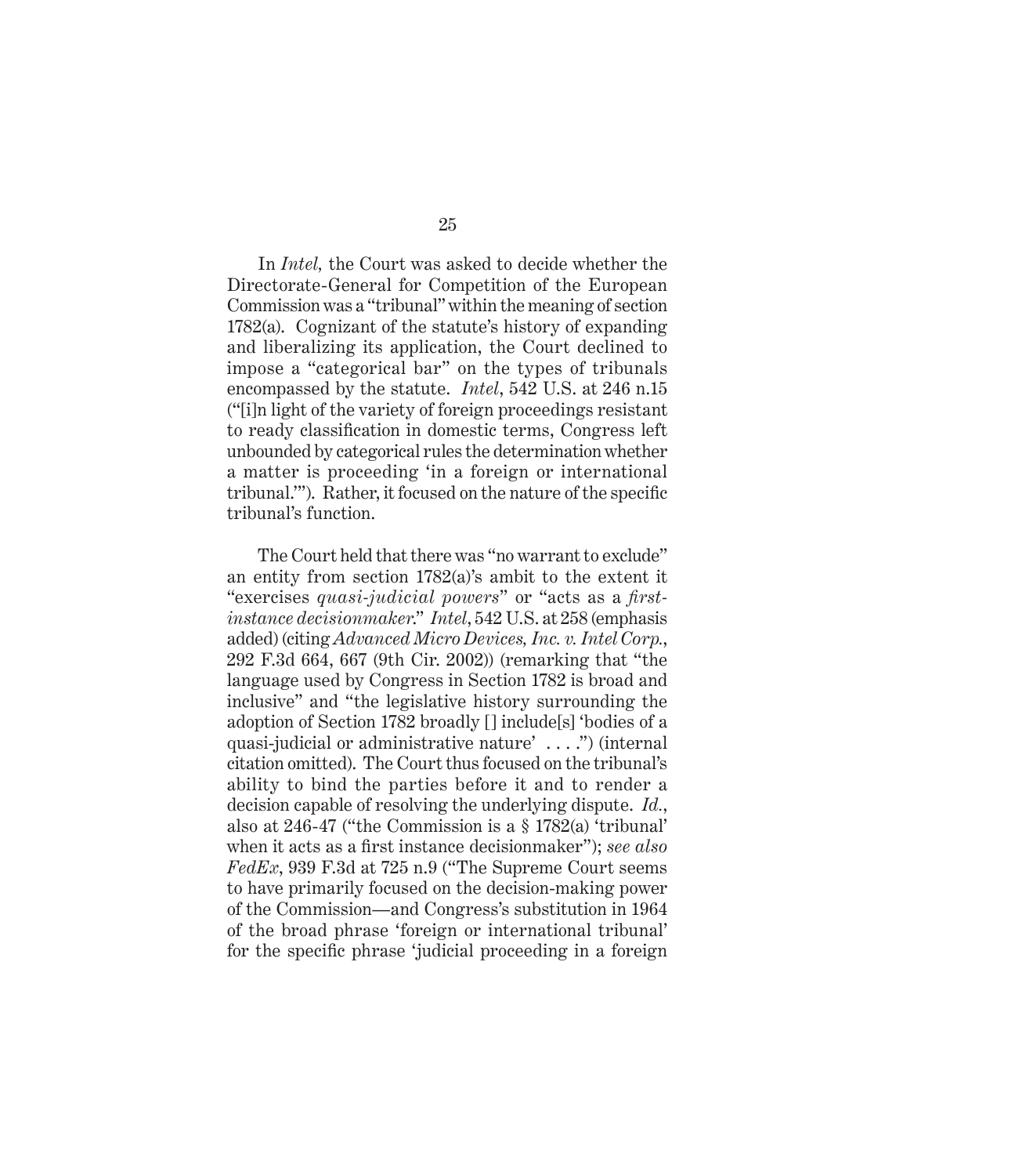In *Intel,* the Court was asked to decide whether the Directorate-General for Competition of the European Commission was a "tribunal" within the meaning of section 1782(a). Cognizant of the statute's history of expanding and liberalizing its application, the Court declined to impose a "categorical bar" on the types of tribunals encompassed by the statute. *Intel*, 542 U.S. at 246 n.15 ("[i]n light of the variety of foreign proceedings resistant to ready classification in domestic terms, Congress left unbounded by categorical rules the determination whether a matter is proceeding 'in a foreign or international tribunal.'"). Rather, it focused on the nature of the specific tribunal's function.

The Court held that there was "no warrant to exclude" an entity from section 1782(a)'s ambit to the extent it "exercises *quasi-judicial powers*" or "acts as a *first-instance decisionmaker*." *Intel*, 542 U.S. at 258 (emphasis added) (citing *Advanced Micro Devices, Inc. v. Intel Corp.*, 292 F.3d 664, 667 (9th Cir. 2002)) (remarking that "the language used by Congress in Section 1782 is broad and inclusive" and "the legislative history surrounding the adoption of Section 1782 broadly [] include[s] 'bodies of a quasi-judicial or administrative nature' . . . .") (internal citation omitted). The Court thus focused on the tribunal's ability to bind the parties before it and to render a decision capable of resolving the underlying dispute. *Id.*, also at 246-47 ("the Commission is a § 1782(a) 'tribunal' when it acts as a first instance decisionmaker"); *see also FedEx*, 939 F.3d at 725 n.9 ("The Supreme Court seems to have primarily focused on the decision-making power of the Commission—and Congress's substitution in 1964 of the broad phrase 'foreign or international tribunal' for the specific phrase 'judicial proceeding in a foreign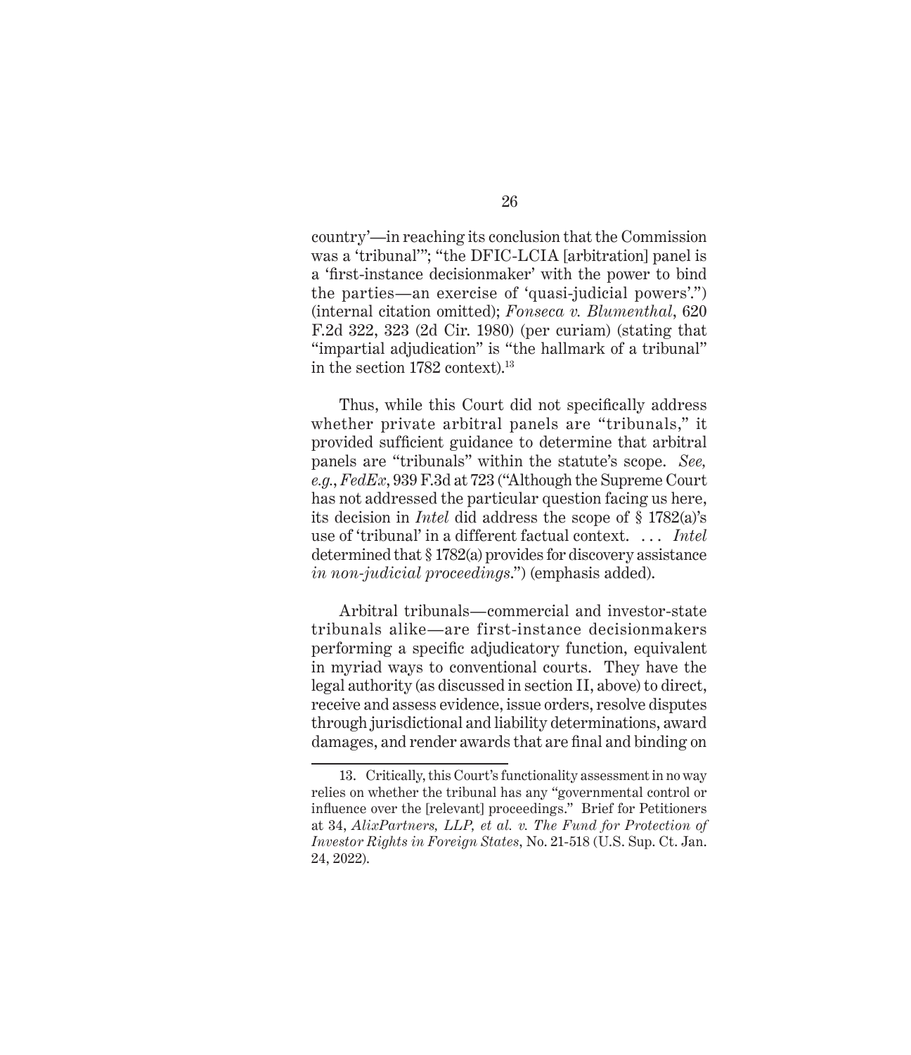country'—in reaching its conclusion that the Commission was a 'tribunal'"; "the DFIC-LCIA [arbitration] panel is a 'first-instance decisionmaker' with the power to bind the parties—an exercise of 'quasi-judicial powers'.") (internal citation omitted); *Fonseca v. Blumenthal*, 620 F.2d 322, 323 (2d Cir. 1980) (per curiam) (stating that "impartial adjudication" is "the hallmark of a tribunal" in the section 1782 context).[13]

Thus, while this Court did not specifically address whether private arbitral panels are "tribunals," it provided sufficient guidance to determine that arbitral panels are "tribunals" within the statute's scope. *See, e.g.*, *FedEx*, 939 F.3d at 723 ("Although the Supreme Court has not addressed the particular question facing us here, its decision in *Intel* did address the scope of § 1782(a)'s use of 'tribunal' in a different factual context. . . . *Intel* determined that § 1782(a) provides for discovery assistance *in non-judicial proceedings*.") (emphasis added).

Arbitral tribunals—commercial and investor-state tribunals alike—are first-instance decisionmakers performing a specific adjudicatory function, equivalent in myriad ways to conventional courts. They have the legal authority (as discussed in section II, above) to direct, receive and assess evidence, issue orders, resolve disputes through jurisdictional and liability determinations, award damages, and render awards that are final and binding on

---

13. Critically, this Court's functionality assessment in no way relies on whether the tribunal has any "governmental control or influence over the [relevant] proceedings." Brief for Petitioners at 34, *AlixPartners, LLP, et al. v. The Fund for Protection of Investor Rights in Foreign States*, No. 21-518 (U.S. Sup. Ct. Jan. 24, 2022).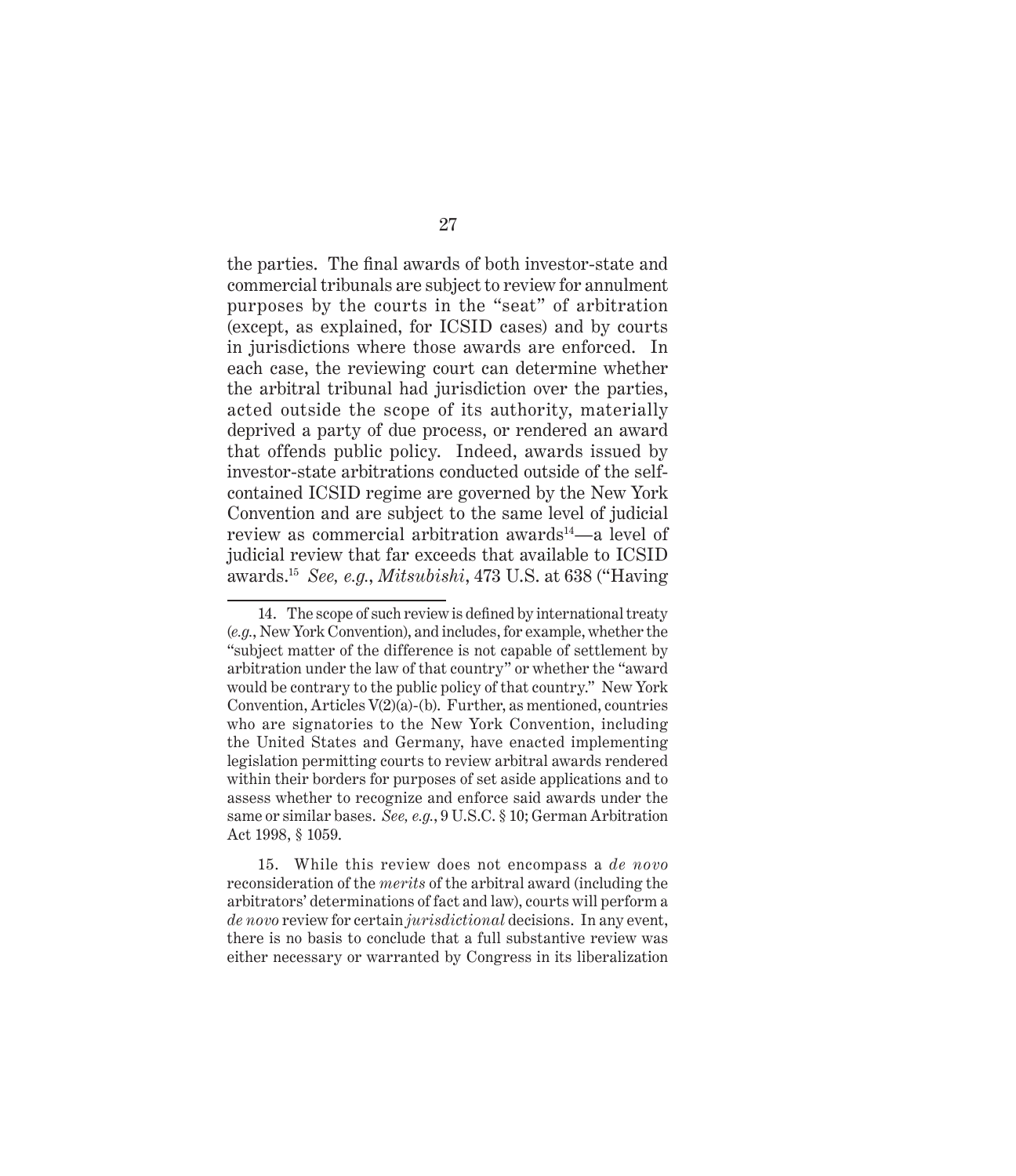the parties. The final awards of both investor-state and commercial tribunals are subject to review for annulment purposes by the courts in the "seat" of arbitration (except, as explained, for ICSID cases) and by courts in jurisdictions where those awards are enforced. In each case, the reviewing court can determine whether the arbitral tribunal had jurisdiction over the parties, acted outside the scope of its authority, materially deprived a party of due process, or rendered an award that offends public policy. Indeed, awards issued by investor-state arbitrations conducted outside of the self-contained ICSID regime are governed by the New York Convention and are subject to the same level of judicial review as commercial arbitration awards[14]—a level of judicial review that far exceeds that available to ICSID awards.[15] *See, e.g.*, *Mitsubishi*, 473 U.S. at 638 ("Having

---

14. The scope of such review is defined by international treaty (*e.g.*, New York Convention), and includes, for example, whether the "subject matter of the difference is not capable of settlement by arbitration under the law of that country" or whether the "award would be contrary to the public policy of that country." New York Convention, Articles V(2)(a)-(b). Further, as mentioned, countries who are signatories to the New York Convention, including the United States and Germany, have enacted implementing legislation permitting courts to review arbitral awards rendered within their borders for purposes of set aside applications and to assess whether to recognize and enforce said awards under the same or similar bases. *See, e.g.*, 9 U.S.C. § 10; German Arbitration Act 1998, § 1059.

15. While this review does not encompass a *de novo* reconsideration of the *merits* of the arbitral award (including the arbitrators' determinations of fact and law), courts will perform a *de novo* review for certain *jurisdictional* decisions. In any event, there is no basis to conclude that a full substantive review was either necessary or warranted by Congress in its liberalization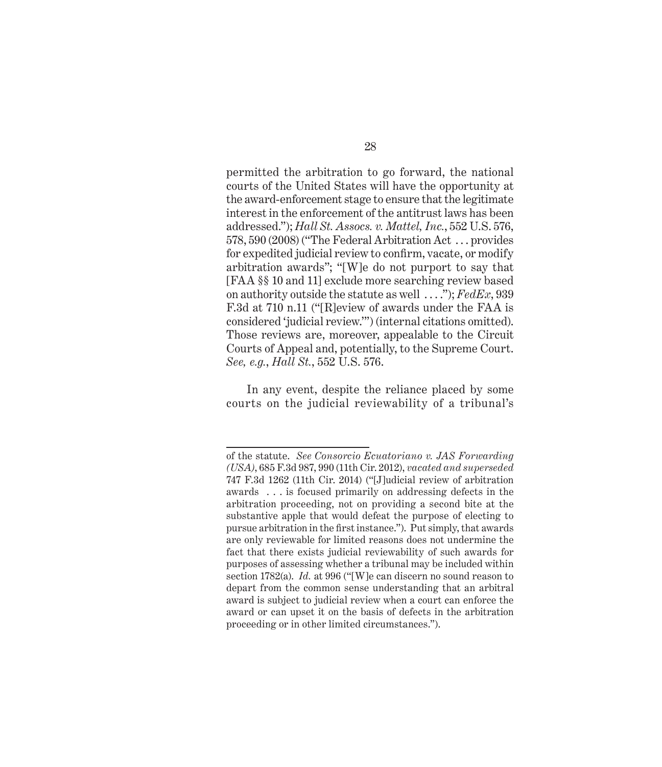permitted the arbitration to go forward, the national courts of the United States will have the opportunity at the award-enforcement stage to ensure that the legitimate interest in the enforcement of the antitrust laws has been addressed."); *Hall St. Assocs. v. Mattel, Inc.*, 552 U.S. 576, 578, 590 (2008) ("The Federal Arbitration Act . . . provides for expedited judicial review to confirm, vacate, or modify arbitration awards"; "[W]e do not purport to say that [FAA §§ 10 and 11] exclude more searching review based on authority outside the statute as well . . . ."); *FedEx*, 939 F.3d at 710 n.11 ("[R]eview of awards under the FAA is considered 'judicial review.'") (internal citations omitted). Those reviews are, moreover, appealable to the Circuit Courts of Appeal and, potentially, to the Supreme Court. *See, e.g.*, *Hall St.*, 552 U.S. 576.

In any event, despite the reliance placed by some courts on the judicial reviewability of a tribunal's

---

of the statute. *See Consorcio Ecuatoriano v. JAS Forwarding (USA)*, 685 F.3d 987, 990 (11th Cir. 2012), *vacated and superseded* 747 F.3d 1262 (11th Cir. 2014) ("[J]udicial review of arbitration awards . . . is focused primarily on addressing defects in the arbitration proceeding, not on providing a second bite at the substantive apple that would defeat the purpose of electing to pursue arbitration in the first instance."). Put simply, that awards are only reviewable for limited reasons does not undermine the fact that there exists judicial reviewability of such awards for purposes of assessing whether a tribunal may be included within section 1782(a). *Id.* at 996 ("[W]e can discern no sound reason to depart from the common sense understanding that an arbitral award is subject to judicial review when a court can enforce the award or can upset it on the basis of defects in the arbitration proceeding or in other limited circumstances.").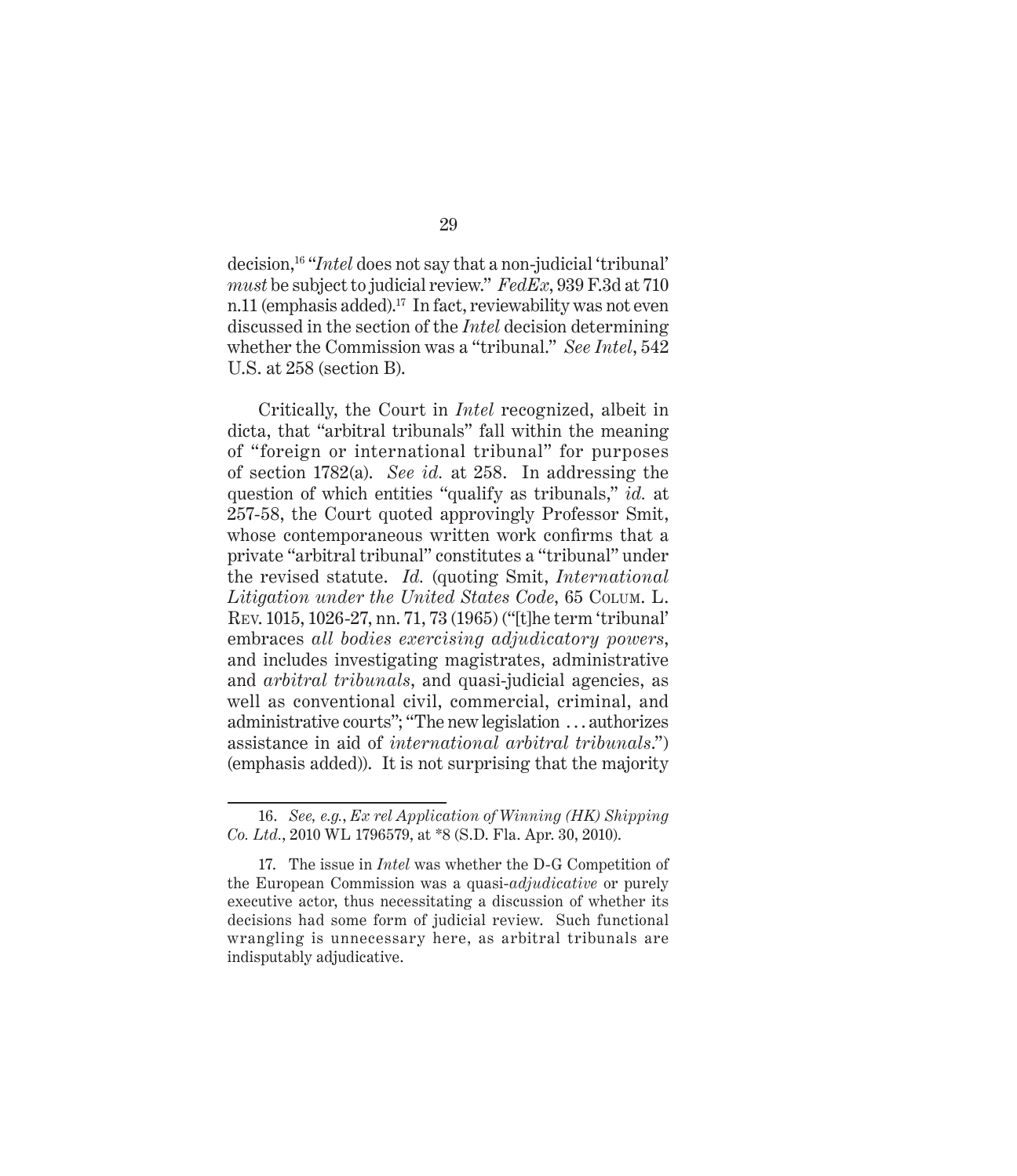decision,[16] "*Intel* does not say that a non-judicial 'tribunal' *must* be subject to judicial review." *FedEx*, 939 F.3d at 710 n.11 (emphasis added).[17] In fact, reviewability was not even discussed in the section of the *Intel* decision determining whether the Commission was a "tribunal." *See Intel*, 542 U.S. at 258 (section B).

Critically, the Court in *Intel* recognized, albeit in dicta, that "arbitral tribunals" fall within the meaning of "foreign or international tribunal" for purposes of section 1782(a). *See id.* at 258. In addressing the question of which entities "qualify as tribunals," *id.* at 257-58, the Court quoted approvingly Professor Smit, whose contemporaneous written work confirms that a private "arbitral tribunal" constitutes a "tribunal" under the revised statute. *Id.* (quoting Smit, *International Litigation under the United States Code*, 65 Colum. L. Rev. 1015, 1026-27, nn. 71, 73 (1965) ("[t]he term 'tribunal' embraces *all bodies exercising adjudicatory powers*, and includes investigating magistrates, administrative and *arbitral tribunals*, and quasi-judicial agencies, as well as conventional civil, commercial, criminal, and administrative courts"; "The new legislation . . . authorizes assistance in aid of *international arbitral tribunals*.") (emphasis added)). It is not surprising that the majority

---

16. *See, e.g.*, *Ex rel Application of Winning (HK) Shipping Co. Ltd.*, 2010 WL 1796579, at *8 (S.D. Fla. Apr. 30, 2010).

17. The issue in *Intel* was whether the D-G Competition of the European Commission was a quasi-*adjudicative* or purely executive actor, thus necessitating a discussion of whether its decisions had some form of judicial review. Such functional wrangling is unnecessary here, as arbitral tribunals are indisputably adjudicative.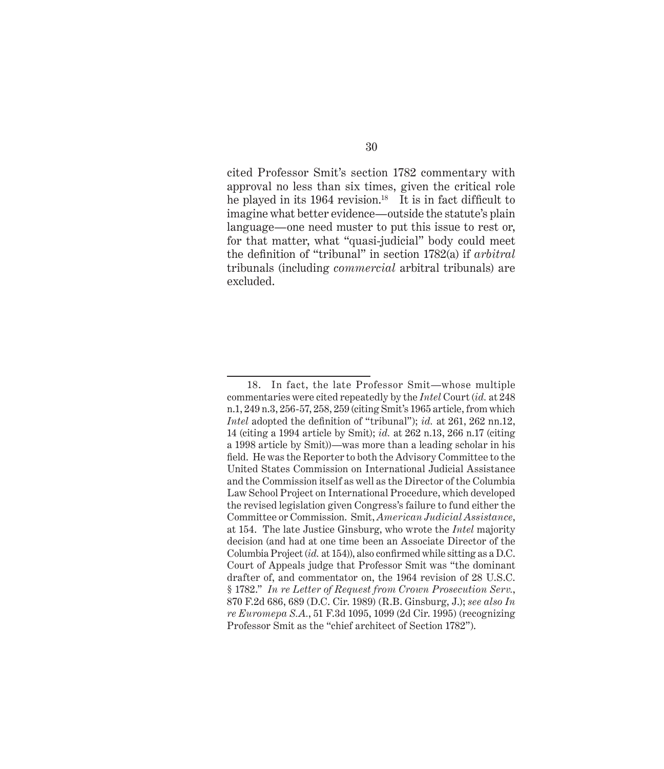cited Professor Smit's section 1782 commentary with approval no less than six times, given the critical role he played in its 1964 revision.[18] It is in fact difficult to imagine what better evidence—outside the statute's plain language—one need muster to put this issue to rest or, for that matter, what "quasi-judicial" body could meet the definition of "tribunal" in section 1782(a) if *arbitral* tribunals (including *commercial* arbitral tribunals) are excluded.

---

18. In fact, the late Professor Smit—whose multiple commentaries were cited repeatedly by the *Intel* Court (*id.* at 248 n.1, 249 n.3, 256-57, 258, 259 (citing Smit's 1965 article, from which *Intel* adopted the definition of "tribunal"); *id.* at 261, 262 nn.12, 14 (citing a 1994 article by Smit); *id.* at 262 n.13, 266 n.17 (citing a 1998 article by Smit))—was more than a leading scholar in his field. He was the Reporter to both the Advisory Committee to the United States Commission on International Judicial Assistance and the Commission itself as well as the Director of the Columbia Law School Project on International Procedure, which developed the revised legislation given Congress's failure to fund either the Committee or Commission. Smit, *American Judicial Assistance*, at 154. The late Justice Ginsburg, who wrote the *Intel* majority decision (and had at one time been an Associate Director of the Columbia Project (*id.* at 154)), also confirmed while sitting as a D.C. Court of Appeals judge that Professor Smit was "the dominant drafter of, and commentator on, the 1964 revision of 28 U.S.C. § 1782." *In re Letter of Request from Crown Prosecution Serv.*, 870 F.2d 686, 689 (D.C. Cir. 1989) (R.B. Ginsburg, J.); *see also In re Euromepa S.A.*, 51 F.3d 1095, 1099 (2d Cir. 1995) (recognizing Professor Smit as the "chief architect of Section 1782").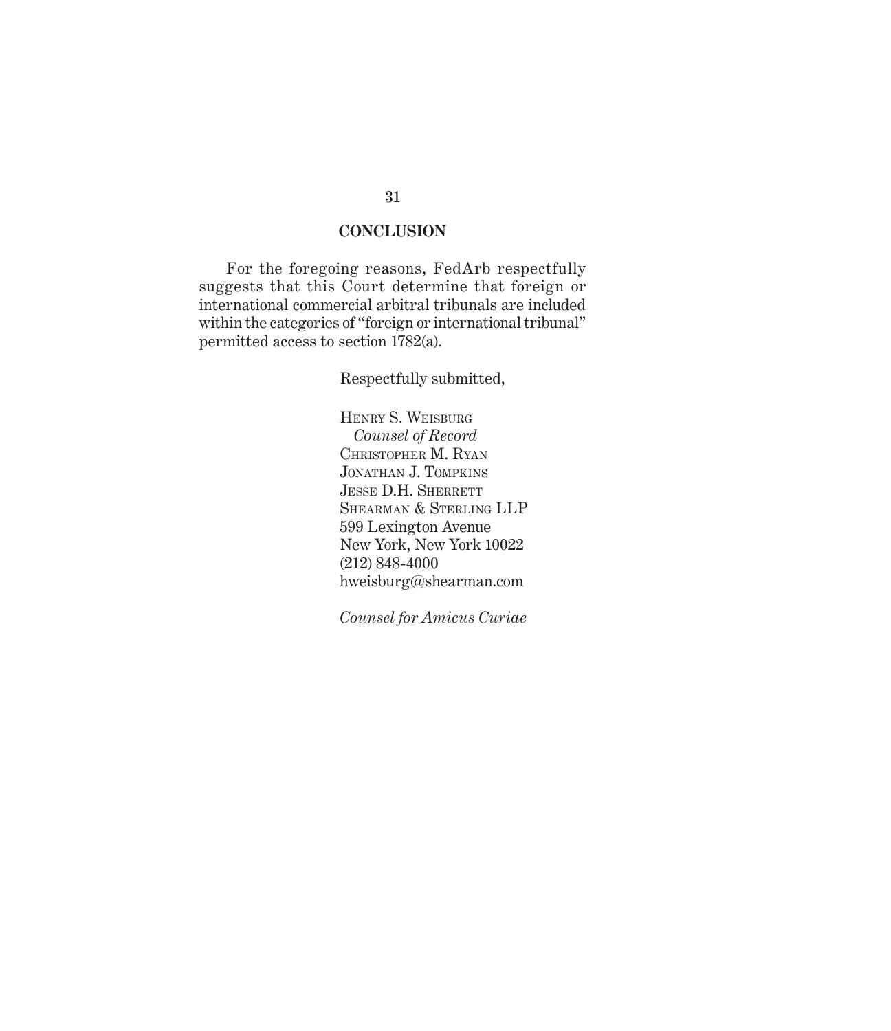## CONCLUSION

For the foregoing reasons, FedArb respectfully suggests that this Court determine that foreign or international commercial arbitral tribunals are included within the categories of "foreign or international tribunal" permitted access to section 1782(a).

Respectfully submitted,

Henry S. Weisburg
*Counsel of Record*
Christopher M. Ryan
Jonathan J. Tompkins
Jesse D.H. Sherrett
Shearman & Sterling LLP
599 Lexington Avenue
New York, New York 10022
(212) 848-4000
hweisburg@shearman.com

*Counsel for Amicus Curiae*